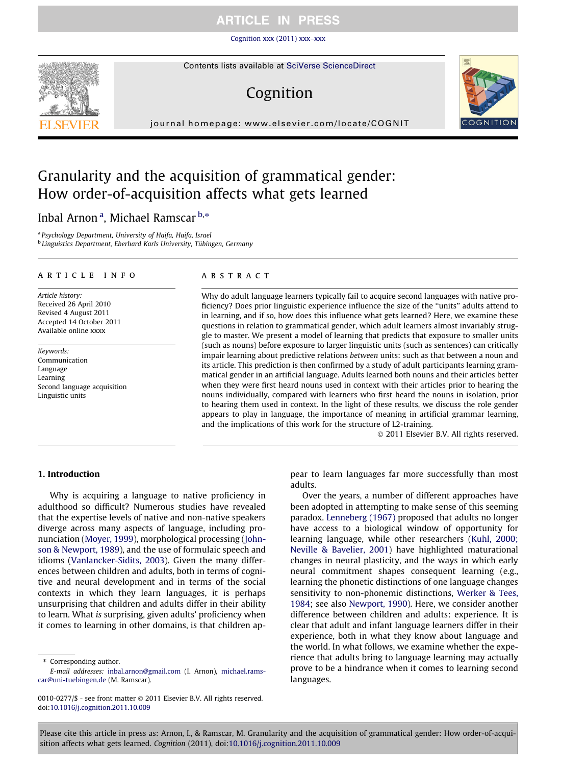# Granularity and the acquisition of grammatical gender: How order-of-acquisition affects what gets learned

Inbal Arnon [a], Michael Ramscar [b,*]

[a] Psychology Department, University of Haifa, Haifa, Israel
[b] Linguistics Department, Eberhard Karls University, Tübingen, Germany

## ARTICLE INFO

*Article history:*
Received 26 April 2010
Revised 4 August 2011
Accepted 14 October 2011
Available online xxxx

*Keywords:*
Communication
Language
Learning
Second language acquisition
Linguistic units

## ABSTRACT

Why do adult language learners typically fail to acquire second languages with native proficiency? Does prior linguistic experience influence the size of the "units" adults attend to in learning, and if so, how does this influence what gets learned? Here, we examine these questions in relation to grammatical gender, which adult learners almost invariably struggle to master. We present a model of learning that predicts that exposure to smaller units (such as nouns) before exposure to larger linguistic units (such as sentences) can critically impair learning about predictive relations *between* units: such as that between a noun and its article. This prediction is then confirmed by a study of adult participants learning grammatical gender in an artificial language. Adults learned both nouns and their articles better when they were first heard nouns used in context with their articles prior to hearing the nouns individually, compared with learners who first heard the nouns in isolation, prior to hearing them used in context. In the light of these results, we discuss the role gender appears to play in language, the importance of meaning in artificial grammar learning, and the implications of this work for the structure of L2-training.

© 2011 Elsevier B.V. All rights reserved.

## 1. Introduction

Why is acquiring a language to native proficiency in adulthood so difficult? Numerous studies have revealed that the expertise levels of native and non-native speakers diverge across many aspects of language, including pronunciation (Moyer, 1999), morphological processing (Johnson & Newport, 1989), and the use of formulaic speech and idioms (Vanlancker-Sidits, 2003). Given the many differences between children and adults, both in terms of cognitive and neural development and in terms of the social contexts in which they learn languages, it is perhaps unsurprising that children and adults differ in their ability to learn. What *is* surprising, given adults' proficiency when it comes to learning in other domains, is that children appear to learn languages far more successfully than most adults.

Over the years, a number of different approaches have been adopted in attempting to make sense of this seeming paradox. Lenneberg (1967) proposed that adults no longer have access to a biological window of opportunity for learning language, while other researchers (Kuhl, 2000; Neville & Bavelier, 2001) have highlighted maturational changes in neural plasticity, and the ways in which early neural commitment shapes consequent learning (e.g., learning the phonetic distinctions of one language changes sensitivity to non-phonemic distinctions, Werker & Tees, 1984; see also Newport, 1990). Here, we consider another difference between children and adults: experience. It is clear that adult and infant language learners differ in their experience, both in what they know about language and the world. In what follows, we examine whether the experience that adults bring to language learning may actually prove to be a hindrance when it comes to learning second languages.

* Corresponding author.
*E-mail addresses:* inbal.arnon@gmail.com (I. Arnon), michael.ramscar@uni-tuebingen.de (M. Ramscar).

0010-0277/$ - see front matter © 2011 Elsevier B.V. All rights reserved.
doi:10.1016/j.cognition.2011.10.009

Please cite this article in press as: Arnon, I., & Ramscar, M. Granularity and the acquisition of grammatical gender: How order-of-acquisition affects what gets learned. *Cognition* (2011), doi:10.1016/j.cognition.2011.10.009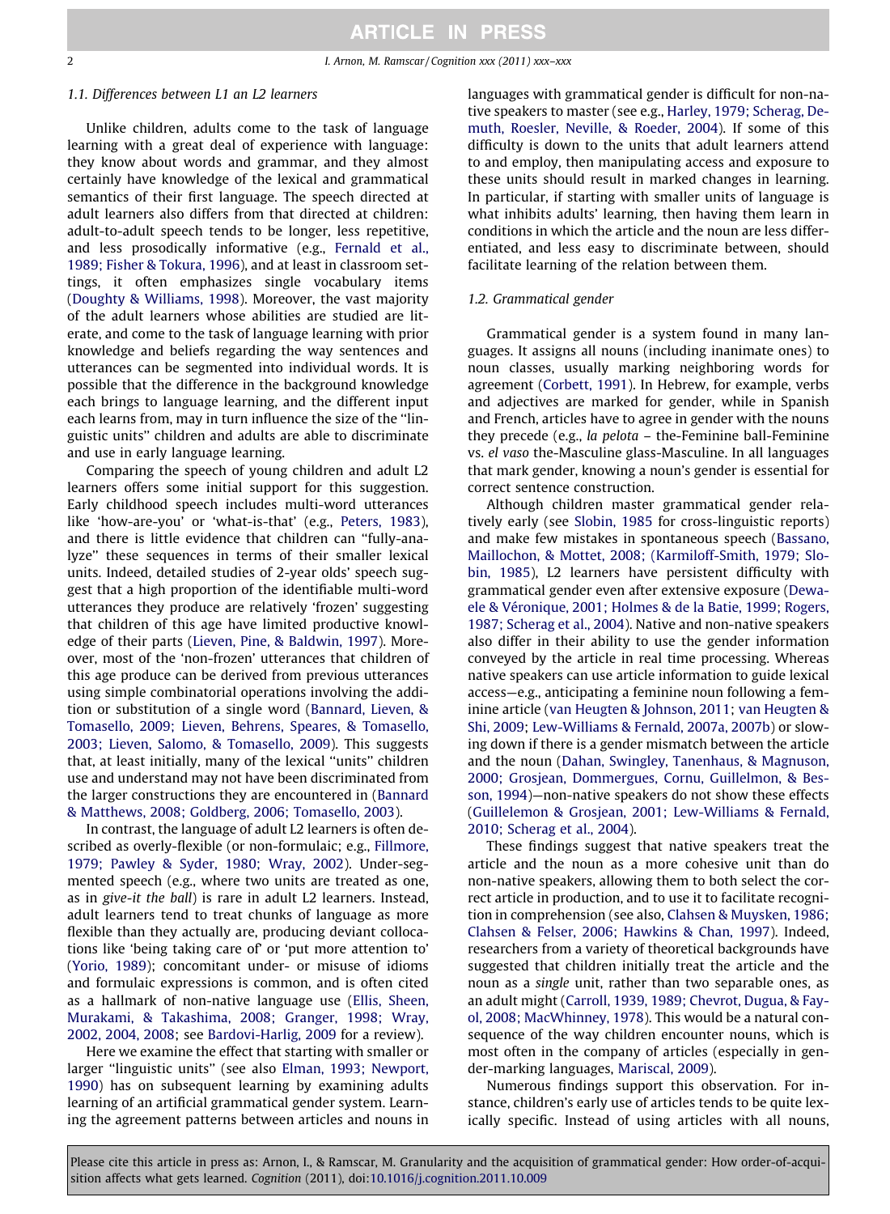### 1.1. Differences between L1 an L2 learners

Unlike children, adults come to the task of language learning with a great deal of experience with language: they know about words and grammar, and they almost certainly have knowledge of the lexical and grammatical semantics of their first language. The speech directed at adult learners also differs from that directed at children: adult-to-adult speech tends to be longer, less repetitive, and less prosodically informative (e.g., Fernald et al., 1989; Fisher & Tokura, 1996), and at least in classroom settings, it often emphasizes single vocabulary items (Doughty & Williams, 1998). Moreover, the vast majority of the adult learners whose abilities are studied are literate, and come to the task of language learning with prior knowledge and beliefs regarding the way sentences and utterances can be segmented into individual words. It is possible that the difference in the background knowledge each brings to language learning, and the different input each learns from, may in turn influence the size of the "linguistic units" children and adults are able to discriminate and use in early language learning.

Comparing the speech of young children and adult L2 learners offers some initial support for this suggestion. Early childhood speech includes multi-word utterances like 'how-are-you' or 'what-is-that' (e.g., Peters, 1983), and there is little evidence that children can "fully-analyze" these sequences in terms of their smaller lexical units. Indeed, detailed studies of 2-year olds' speech suggest that a high proportion of the identifiable multi-word utterances they produce are relatively 'frozen' suggesting that children of this age have limited productive knowledge of their parts (Lieven, Pine, & Baldwin, 1997). Moreover, most of the 'non-frozen' utterances that children of this age produce can be derived from previous utterances using simple combinatorial operations involving the addition or substitution of a single word (Bannard, Lieven, & Tomasello, 2009; Lieven, Behrens, Speares, & Tomasello, 2003; Lieven, Salomo, & Tomasello, 2009). This suggests that, at least initially, many of the lexical "units" children use and understand may not have been discriminated from the larger constructions they are encountered in (Bannard & Matthews, 2008; Goldberg, 2006; Tomasello, 2003).

In contrast, the language of adult L2 learners is often described as overly-flexible (or non-formulaic; e.g., Fillmore, 1979; Pawley & Syder, 1980; Wray, 2002). Under-segmented speech (e.g., where two units are treated as one, as in *give-it the ball*) is rare in adult L2 learners. Instead, adult learners tend to treat chunks of language as more flexible than they actually are, producing deviant collocations like 'being taking care of' or 'put more attention to' (Yorio, 1989); concomitant under- or misuse of idioms and formulaic expressions is common, and is often cited as a hallmark of non-native language use (Ellis, Sheen, Murakami, & Takashima, 2008; Granger, 1998; Wray, 2002, 2004, 2008; see Bardovi-Harlig, 2009 for a review).

Here we examine the effect that starting with smaller or larger "linguistic units" (see also Elman, 1993; Newport, 1990) has on subsequent learning by examining adults learning of an artificial grammatical gender system. Learning the agreement patterns between articles and nouns in languages with grammatical gender is difficult for non-native speakers to master (see e.g., Harley, 1979; Scherag, Demuth, Roesler, Neville, & Roeder, 2004). If some of this difficulty is down to the units that adult learners attend to and employ, then manipulating access and exposure to these units should result in marked changes in learning. In particular, if starting with smaller units of language is what inhibits adults' learning, then having them learn in conditions in which the article and the noun are less differentiated, and less easy to discriminate between, should facilitate learning of the relation between them.

### 1.2. Grammatical gender

Grammatical gender is a system found in many languages. It assigns all nouns (including inanimate ones) to noun classes, usually marking neighboring words for agreement (Corbett, 1991). In Hebrew, for example, verbs and adjectives are marked for gender, while in Spanish and French, articles have to agree in gender with the nouns they precede (e.g., *la pelota* – the-Feminine ball-Feminine vs. *el vaso* the-Masculine glass-Masculine. In all languages that mark gender, knowing a noun's gender is essential for correct sentence construction.

Although children master grammatical gender relatively early (see Slobin, 1985 for cross-linguistic reports) and make few mistakes in spontaneous speech (Bassano, Maillochon, & Mottet, 2008; (Karmiloff-Smith, 1979; Slobin, 1985), L2 learners have persistent difficulty with grammatical gender even after extensive exposure (Dewaele & Véronique, 2001; Holmes & de la Batie, 1999; Rogers, 1987; Scherag et al., 2004). Native and non-native speakers also differ in their ability to use the gender information conveyed by the article in real time processing. Whereas native speakers can use article information to guide lexical access—e.g., anticipating a feminine noun following a feminine article (van Heugten & Johnson, 2011; van Heugten & Shi, 2009; Lew-Williams & Fernald, 2007a, 2007b) or slowing down if there is a gender mismatch between the article and the noun (Dahan, Swingley, Tanenhaus, & Magnuson, 2000; Grosjean, Dommergues, Cornu, Guillelmon, & Besson, 1994)—non-native speakers do not show these effects (Guillelemon & Grosjean, 2001; Lew-Williams & Fernald, 2010; Scherag et al., 2004).

These findings suggest that native speakers treat the article and the noun as a more cohesive unit than do non-native speakers, allowing them to both select the correct article in production, and to use it to facilitate recognition in comprehension (see also, Clahsen & Muysken, 1986; Clahsen & Felser, 2006; Hawkins & Chan, 1997). Indeed, researchers from a variety of theoretical backgrounds have suggested that children initially treat the article and the noun as a *single* unit, rather than two separable ones, as an adult might (Carroll, 1939, 1989; Chevrot, Dugua, & Fayol, 2008; MacWhinney, 1978). This would be a natural consequence of the way children encounter nouns, which is most often in the company of articles (especially in gender-marking languages, Mariscal, 2009).

Numerous findings support this observation. For instance, children's early use of articles tends to be quite lexically specific. Instead of using articles with all nouns,

Please cite this article in press as: Arnon, I., & Ramscar, M. Granularity and the acquisition of grammatical gender: How order-of-acquisition affects what gets learned. *Cognition* (2011), doi:10.1016/j.cognition.2011.10.009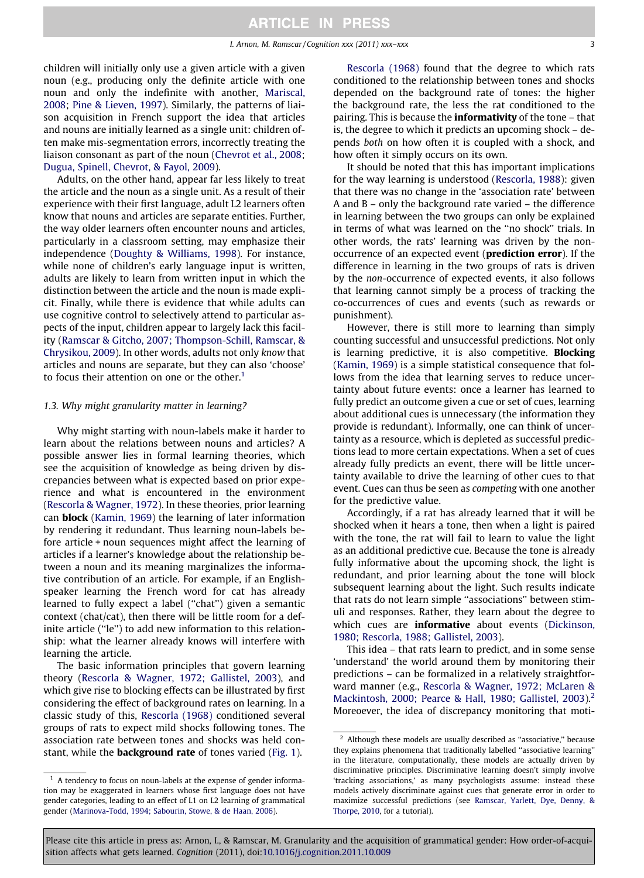children will initially only use a given article with a given noun (e.g., producing only the definite article with one noun and only the indefinite with another, Mariscal, 2008; Pine & Lieven, 1997). Similarly, the patterns of liaison acquisition in French support the idea that articles and nouns are initially learned as a single unit: children often make mis-segmentation errors, incorrectly treating the liaison consonant as part of the noun (Chevrot et al., 2008; Dugua, Spinell, Chevrot, & Fayol, 2009).

Adults, on the other hand, appear far less likely to treat the article and the noun as a single unit. As a result of their experience with their first language, adult L2 learners often know that nouns and articles are separate entities. Further, the way older learners often encounter nouns and articles, particularly in a classroom setting, may emphasize their independence (Doughty & Williams, 1998). For instance, while none of children's early language input is written, adults are likely to learn from written input in which the distinction between the article and the noun is made explicit. Finally, while there is evidence that while adults can use cognitive control to selectively attend to particular aspects of the input, children appear to largely lack this facility (Ramscar & Gitcho, 2007; Thompson-Schill, Ramscar, & Chrysikou, 2009). In other words, adults not only *know* that articles and nouns are separate, but they can also 'choose' to focus their attention on one or the other.[1]

### 1.3. Why might granularity matter in learning?

Why might starting with noun-labels make it harder to learn about the relations between nouns and articles? A possible answer lies in formal learning theories, which see the acquisition of knowledge as being driven by discrepancies between what is expected based on prior experience and what is encountered in the environment (Rescorla & Wagner, 1972). In these theories, prior learning can **block** (Kamin, 1969) the learning of later information by rendering it redundant. Thus learning noun-labels before article + noun sequences might affect the learning of articles if a learner's knowledge about the relationship between a noun and its meaning marginalizes the informative contribution of an article. For example, if an English-speaker learning the French word for cat has already learned to fully expect a label (''chat'') given a semantic context (chat/cat), then there will be little room for a definite article (''le'') to add new information to this relationship: what the learner already knows will interfere with learning the article.

The basic information principles that govern learning theory (Rescorla & Wagner, 1972; Gallistel, 2003), and which give rise to blocking effects can be illustrated by first considering the effect of background rates on learning. In a classic study of this, Rescorla (1968) conditioned several groups of rats to expect mild shocks following tones. The association rate between tones and shocks was held constant, while the **background rate** of tones varied (Fig. 1).

Rescorla (1968) found that the degree to which rats conditioned to the relationship between tones and shocks depended on the background rate of tones: the higher the background rate, the less the rat conditioned to the pairing. This is because the **informativity** of the tone – that is, the degree to which it predicts an upcoming shock – depends *both* on how often it is coupled with a shock, and how often it simply occurs on its own.

It should be noted that this has important implications for the way learning is understood (Rescorla, 1988): given that there was no change in the 'association rate' between A and B – only the background rate varied – the difference in learning between the two groups can only be explained in terms of what was learned on the ''no shock'' trials. In other words, the rats' learning was driven by the non-occurrence of an expected event (**prediction error**). If the difference in learning in the two groups of rats is driven by the *non*-occurrence of expected events, it also follows that learning cannot simply be a process of tracking the co-occurrences of cues and events (such as rewards or punishment).

However, there is still more to learning than simply counting successful and unsuccessful predictions. Not only is learning predictive, it is also competitive. **Blocking** (Kamin, 1969) is a simple statistical consequence that follows from the idea that learning serves to reduce uncertainty about future events: once a learner has learned to fully predict an outcome given a cue or set of cues, learning about additional cues is unnecessary (the information they provide is redundant). Informally, one can think of uncertainty as a resource, which is depleted as successful predictions lead to more certain expectations. When a set of cues already fully predicts an event, there will be little uncertainty available to drive the learning of other cues to that event. Cues can thus be seen as *competing* with one another for the predictive value.

Accordingly, if a rat has already learned that it will be shocked when it hears a tone, then when a light is paired with the tone, the rat will fail to learn to value the light as an additional predictive cue. Because the tone is already fully informative about the upcoming shock, the light is redundant, and prior learning about the tone will block subsequent learning about the light. Such results indicate that rats do not learn simple ''associations'' between stimuli and responses. Rather, they learn about the degree to which cues are **informative** about events (Dickinson, 1980; Rescorla, 1988; Gallistel, 2003).

This idea – that rats learn to predict, and in some sense 'understand' the world around them by monitoring their predictions – can be formalized in a relatively straightforward manner (e.g., Rescorla & Wagner, 1972; McLaren & Mackintosh, 2000; Pearce & Hall, 1980; Gallistel, 2003).[2] Moreoever, the idea of discrepancy monitoring that moti-

---

[1] A tendency to focus on noun-labels at the expense of gender information may be exaggerated in learners whose first language does not have gender categories, leading to an effect of L1 on L2 learning of grammatical gender (Marinova-Todd, 1994; Sabourin, Stowe, & de Haan, 2006).

[2] Although these models are usually described as ''associative,'' because they explains phenomena that traditionally labelled ''associative learning'' in the literature, computationally, these models are actually driven by discriminative principles. Discriminative learning doesn't simply involve 'tracking associations,' as many psychologists assume: instead these models actively discriminate against cues that generate error in order to maximize successful predictions (see Ramscar, Yarlett, Dye, Denny, & Thorpe, 2010, for a tutorial).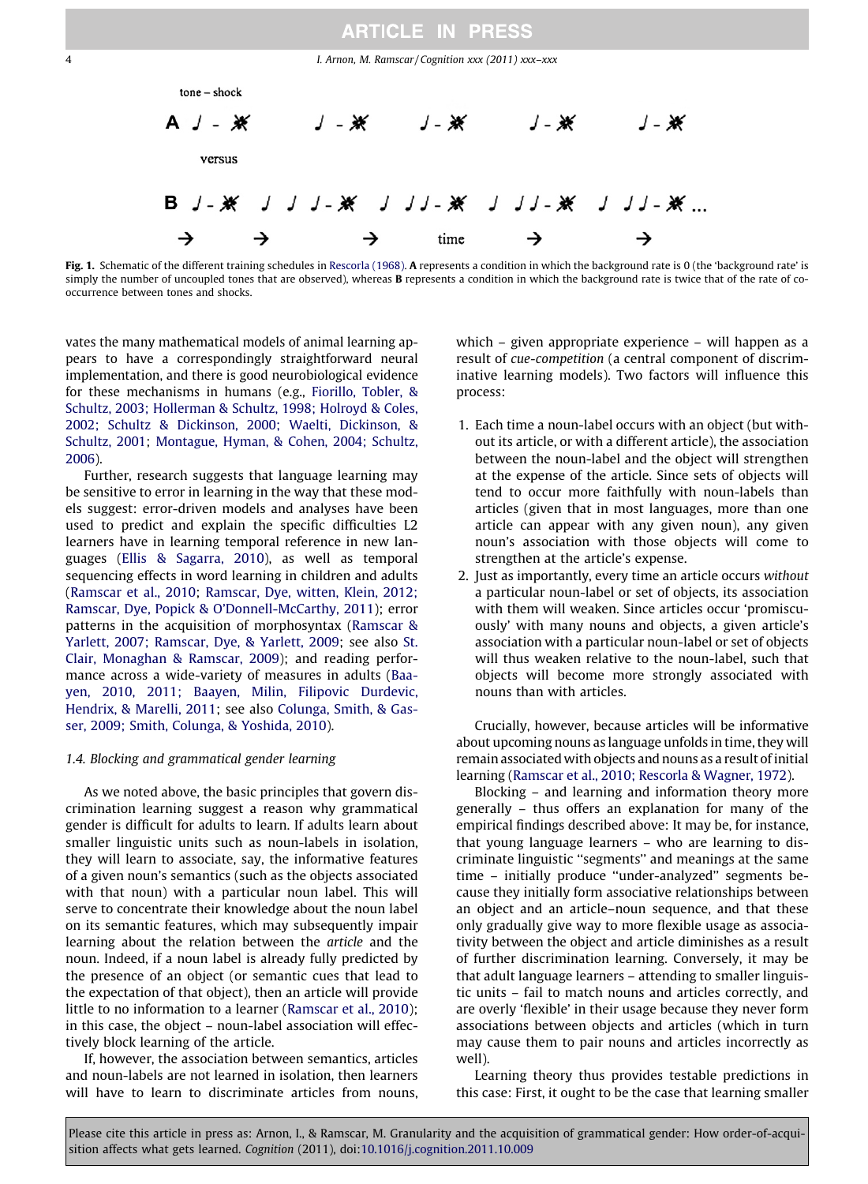tone – shock

A ♩ - ✱ ♩ - ✱ ♩ - ✱ ♩ - ✱ ♩ - ✱

versus

B ♩ - ✱ ♩ ♩ ♩ - ✱ ♩ ♩ ♩ - ✱ ♩ ♩ ♩ - ✱ ♩ ♩ ♩ - ✱ ...

→ → → time → →

**Fig. 1.** Schematic of the different training schedules in Rescorla (1968). **A** represents a condition in which the background rate is 0 (the 'background rate' is simply the number of uncoupled tones that are observed), whereas **B** represents a condition in which the background rate is twice that of the rate of co-occurrence between tones and shocks.

vates the many mathematical models of animal learning appears to have a correspondingly straightforward neural implementation, and there is good neurobiological evidence for these mechanisms in humans (e.g., Fiorillo, Tobler, & Schultz, 2003; Hollerman & Schultz, 1998; Holroyd & Coles, 2002; Schultz & Dickinson, 2000; Waelti, Dickinson, & Schultz, 2001; Montague, Hyman, & Cohen, 2004; Schultz, 2006).

Further, research suggests that language learning may be sensitive to error in learning in the way that these models suggest: error-driven models and analyses have been used to predict and explain the specific difficulties L2 learners have in learning temporal reference in new languages (Ellis & Sagarra, 2010), as well as temporal sequencing effects in word learning in children and adults (Ramscar et al., 2010; Ramscar, Dye, witten, Klein, 2012; Ramscar, Dye, Popick & O'Donnell-McCarthy, 2011); error patterns in the acquisition of morphosyntax (Ramscar & Yarlett, 2007; Ramscar, Dye, & Yarlett, 2009; see also St. Clair, Monaghan & Ramscar, 2009); and reading performance across a wide-variety of measures in adults (Baayen, 2010, 2011; Baayen, Milin, Filipovic Durdevic, Hendrix, & Marelli, 2011; see also Colunga, Smith, & Gasser, 2009; Smith, Colunga, & Yoshida, 2010).

### 1.4. Blocking and grammatical gender learning

As we noted above, the basic principles that govern discrimination learning suggest a reason why grammatical gender is difficult for adults to learn. If adults learn about smaller linguistic units such as noun-labels in isolation, they will learn to associate, say, the informative features of a given noun's semantics (such as the objects associated with that noun) with a particular noun label. This will serve to concentrate their knowledge about the noun label on its semantic features, which may subsequently impair learning about the relation between the *article* and the noun. Indeed, if a noun label is already fully predicted by the presence of an object (or semantic cues that lead to the expectation of that object), then an article will provide little to no information to a learner (Ramscar et al., 2010); in this case, the object – noun-label association will effectively block learning of the article.

If, however, the association between semantics, articles and noun-labels are not learned in isolation, then learners will have to learn to discriminate articles from nouns, which – given appropriate experience – will happen as a result of *cue-competition* (a central component of discriminative learning models). Two factors will influence this process:

1. Each time a noun-label occurs with an object (but without its article, or with a different article), the association between the noun-label and the object will strengthen at the expense of the article. Since sets of objects will tend to occur more faithfully with noun-labels than articles (given that in most languages, more than one article can appear with any given noun), any given noun's association with those objects will come to strengthen at the article's expense.
2. Just as importantly, every time an article occurs *without* a particular noun-label or set of objects, its association with them will weaken. Since articles occur 'promiscuously' with many nouns and objects, a given article's association with a particular noun-label or set of objects will thus weaken relative to the noun-label, such that objects will become more strongly associated with nouns than with articles.

Crucially, however, because articles will be informative about upcoming nouns as language unfolds in time, they will remain associated with objects and nouns as a result of initial learning (Ramscar et al., 2010; Rescorla & Wagner, 1972).

Blocking – and learning and information theory more generally – thus offers an explanation for many of the empirical findings described above: It may be, for instance, that young language learners – who are learning to discriminate linguistic "segments" and meanings at the same time – initially produce "under-analyzed" segments because they initially form associative relationships between an object and an article–noun sequence, and that these only gradually give way to more flexible usage as associativity between the object and article diminishes as a result of further discrimination learning. Conversely, it may be that adult language learners – attending to smaller linguistic units – fail to match nouns and articles correctly, and are overly 'flexible' in their usage because they never form associations between objects and articles (which in turn may cause them to pair nouns and articles incorrectly as well).

Learning theory thus provides testable predictions in this case: First, it ought to be the case that learning smaller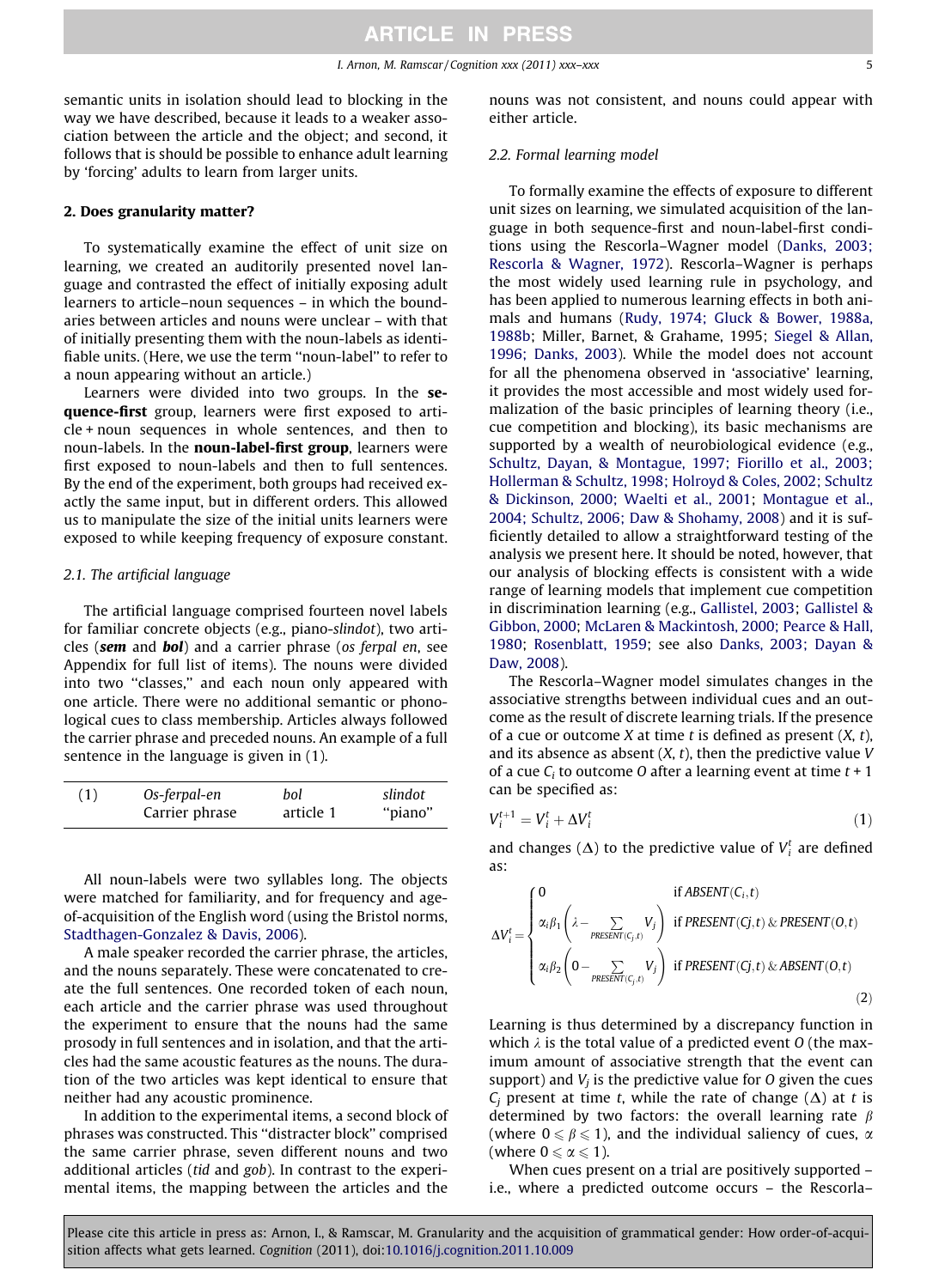semantic units in isolation should lead to blocking in the way we have described, because it leads to a weaker association between the article and the object; and second, it follows that is should be possible to enhance adult learning by 'forcing' adults to learn from larger units.

## 2. Does granularity matter?

To systematically examine the effect of unit size on learning, we created an auditorily presented novel language and contrasted the effect of initially exposing adult learners to article–noun sequences – in which the boundaries between articles and nouns were unclear – with that of initially presenting them with the noun-labels as identifiable units. (Here, we use the term "noun-label" to refer to a noun appearing without an article.)

Learners were divided into two groups. In the **sequence-first** group, learners were first exposed to article + noun sequences in whole sentences, and then to noun-labels. In the **noun-label-first group**, learners were first exposed to noun-labels and then to full sentences. By the end of the experiment, both groups had received exactly the same input, but in different orders. This allowed us to manipulate the size of the initial units learners were exposed to while keeping frequency of exposure constant.

### 2.1. The artificial language

The artificial language comprised fourteen novel labels for familiar concrete objects (e.g., piano-*slindot*), two articles (***sem*** and ***bol***) and a carrier phrase (*os ferpal en*, see Appendix for full list of items). The nouns were divided into two "classes," and each noun only appeared with one article. There were no additional semantic or phonological cues to class membership. Articles always followed the carrier phrase and preceded nouns. An example of a full sentence in the language is given in (1).

| | | | |
|---|---|---|---|
| (1) | *Os-ferpal-en* | *bol* | *slindot* |
| | Carrier phrase | article 1 | "piano" |

All noun-labels were two syllables long. The objects were matched for familiarity, and for frequency and age-of-acquisition of the English word (using the Bristol norms, Stadthagen-Gonzalez & Davis, 2006).

A male speaker recorded the carrier phrase, the articles, and the nouns separately. These were concatenated to create the full sentences. One recorded token of each noun, each article and the carrier phrase was used throughout the experiment to ensure that the nouns had the same prosody in full sentences and in isolation, and that the articles had the same acoustic features as the nouns. The duration of the two articles was kept identical to ensure that neither had any acoustic prominence.

In addition to the experimental items, a second block of phrases was constructed. This "distracter block" comprised the same carrier phrase, seven different nouns and two additional articles (*tid* and *gob*). In contrast to the experimental items, the mapping between the articles and the nouns was not consistent, and nouns could appear with either article.

### 2.2. Formal learning model

To formally examine the effects of exposure to different unit sizes on learning, we simulated acquisition of the language in both sequence-first and noun-label-first conditions using the Rescorla–Wagner model (Danks, 2003; Rescorla & Wagner, 1972). Rescorla–Wagner is perhaps the most widely used learning rule in psychology, and has been applied to numerous learning effects in both animals and humans (Rudy, 1974; Gluck & Bower, 1988a, 1988b; Miller, Barnet, & Grahame, 1995; Siegel & Allan, 1996; Danks, 2003). While the model does not account for all the phenomena observed in 'associative' learning, it provides the most accessible and most widely used formalization of the basic principles of learning theory (i.e., cue competition and blocking), its basic mechanisms are supported by a wealth of neurobiological evidence (e.g., Schultz, Dayan, & Montague, 1997; Fiorillo et al., 2003; Hollerman & Schultz, 1998; Holroyd & Coles, 2002; Schultz & Dickinson, 2000; Waelti et al., 2001; Montague et al., 2004; Schultz, 2006; Daw & Shohamy, 2008) and it is sufficiently detailed to allow a straightforward testing of the analysis we present here. It should be noted, however, that our analysis of blocking effects is consistent with a wide range of learning models that implement cue competition in discrimination learning (e.g., Gallistel, 2003; Gallistel & Gibbon, 2000; McLaren & Mackintosh, 2000; Pearce & Hall, 1980; Rosenblatt, 1959; see also Danks, 2003; Dayan & Daw, 2008).

The Rescorla–Wagner model simulates changes in the associative strengths between individual cues and an outcome as the result of discrete learning trials. If the presence of a cue or outcome $X$ at time $t$ is defined as present $(X, t)$, and its absence as absent $(X, t)$, then the predictive value $V$ of a cue $C_i$ to outcome $O$ after a learning event at time $t + 1$ can be specified as:

$$V_i^{t+1} = V_i^t + \Delta V_i^t \tag{1}$$

and changes ($\Delta$) to the predictive value of $V_i^t$ are defined as:

$$\Delta V_i^t = \begin{cases} 0 & \text{if } ABSENT(C_i, t) \\ \alpha_i \beta_1 \left( \lambda - \sum\limits_{PRESENT(C_j, t)} V_j \right) & \text{if } PRESENT(Cj, t) \,\&\, PRESENT(O, t) \\ \alpha_i \beta_2 \left( 0 - \sum\limits_{PRESENT(C_j, t)} V_j \right) & \text{if } PRESENT(Cj, t) \,\&\, ABSENT(O, t) \end{cases} \tag{2}$$

Learning is thus determined by a discrepancy function in which $\lambda$ is the total value of a predicted event $O$ (the maximum amount of associative strength that the event can support) and $V_j$ is the predictive value for $O$ given the cues $C_j$ present at time $t$, while the rate of change ($\Delta$) at $t$ is determined by two factors: the overall learning rate $\beta$ (where $0 \leqslant \beta \leqslant 1$), and the individual saliency of cues, $\alpha$ (where $0 \leqslant \alpha \leqslant 1$).

When cues present on a trial are positively supported – i.e., where a predicted outcome occurs – the Rescorla–

Please cite this article in press as: Arnon, I., & Ramscar, M. Granularity and the acquisition of grammatical gender: How order-of-acquisition affects what gets learned. *Cognition* (2011), doi:10.1016/j.cognition.2011.10.009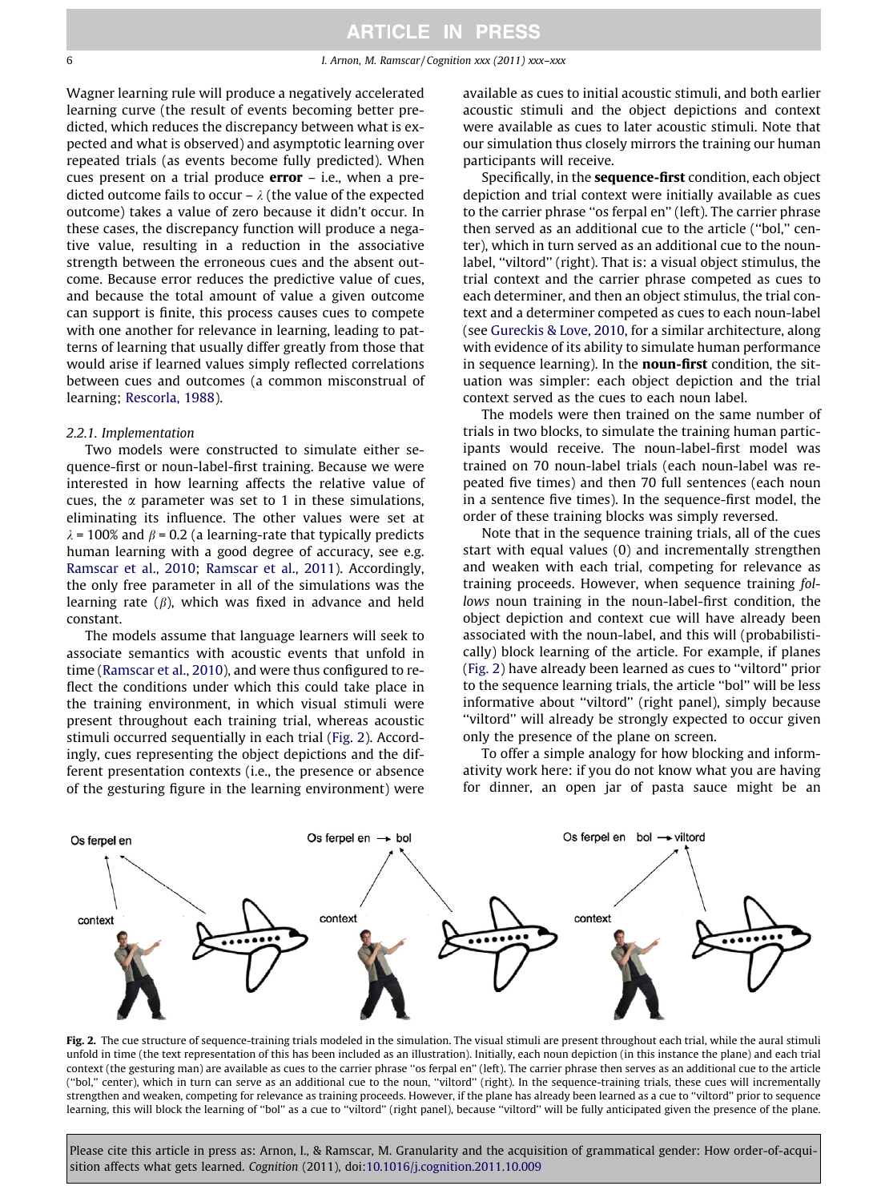Wagner learning rule will produce a negatively accelerated learning curve (the result of events becoming better predicted, which reduces the discrepancy between what is expected and what is observed) and asymptotic learning over repeated trials (as events become fully predicted). When cues present on a trial produce **error** – i.e., when a predicted outcome fails to occur – $\lambda$ (the value of the expected outcome) takes a value of zero because it didn't occur. In these cases, the discrepancy function will produce a negative value, resulting in a reduction in the associative strength between the erroneous cues and the absent outcome. Because error reduces the predictive value of cues, and because the total amount of value a given outcome can support is finite, this process causes cues to compete with one another for relevance in learning, leading to patterns of learning that usually differ greatly from those that would arise if learned values simply reflected correlations between cues and outcomes (a common misconstrual of learning; Rescorla, 1988).

#### 2.2.1. Implementation

Two models were constructed to simulate either sequence-first or noun-label-first training. Because we were interested in how learning affects the relative value of cues, the $\alpha$ parameter was set to 1 in these simulations, eliminating its influence. The other values were set at $\lambda = 100\%$ and $\beta = 0.2$ (a learning-rate that typically predicts human learning with a good degree of accuracy, see e.g. Ramscar et al., 2010; Ramscar et al., 2011). Accordingly, the only free parameter in all of the simulations was the learning rate ($\beta$), which was fixed in advance and held constant.

The models assume that language learners will seek to associate semantics with acoustic events that unfold in time (Ramscar et al., 2010), and were thus configured to reflect the conditions under which this could take place in the training environment, in which visual stimuli were present throughout each training trial, whereas acoustic stimuli occurred sequentially in each trial (Fig. 2). Accordingly, cues representing the object depictions and the different presentation contexts (i.e., the presence or absence of the gesturing figure in the learning environment) were available as cues to initial acoustic stimuli, and both earlier acoustic stimuli and the object depictions and context were available as cues to later acoustic stimuli. Note that our simulation thus closely mirrors the training our human participants will receive.

Specifically, in the **sequence-first** condition, each object depiction and trial context were initially available as cues to the carrier phrase "os ferpal en" (left). The carrier phrase then served as an additional cue to the article ("bol," center), which in turn served as an additional cue to the noun-label, "viltord" (right). That is: a visual object stimulus, the trial context and the carrier phrase competed as cues to each determiner, and then an object stimulus, the trial context and a determiner competed as cues to each noun-label (see Gureckis & Love, 2010, for a similar architecture, along with evidence of its ability to simulate human performance in sequence learning). In the **noun-first** condition, the situation was simpler: each object depiction and the trial context served as the cues to each noun label.

The models were then trained on the same number of trials in two blocks, to simulate the training human participants would receive. The noun-label-first model was trained on 70 noun-label trials (each noun-label was repeated five times) and then 70 full sentences (each noun in a sentence five times). In the sequence-first model, the order of these training blocks was simply reversed.

Note that in the sequence training trials, all of the cues start with equal values (0) and incrementally strengthen and weaken with each trial, competing for relevance as training proceeds. However, when sequence training *follows* noun training in the noun-label-first condition, the object depiction and context cue will have already been associated with the noun-label, and this will (probabilistically) block learning of the article. For example, if planes (Fig. 2) have already been learned as cues to "viltord" prior to the sequence learning trials, the article "bol" will be less informative about "viltord" (right panel), simply because "viltord" will already be strongly expected to occur given only the presence of the plane on screen.

To offer a simple analogy for how blocking and informativity work here: if you do not know what you are having for dinner, an open jar of pasta sauce might be an

Os ferpel en
context
Os ferpel en → bol
context
Os ferpel en bol → viltord
context

**Fig. 2.** The cue structure of sequence-training trials modeled in the simulation. The visual stimuli are present throughout each trial, while the aural stimuli unfold in time (the text representation of this has been included as an illustration). Initially, each noun depiction (in this instance the plane) and each trial context (the gesturing man) are available as cues to the carrier phrase "os ferpal en" (left). The carrier phrase then serves as an additional cue to the article ("bol," center), which in turn can serve as an additional cue to the noun, "viltord" (right). In the sequence-training trials, these cues will incrementally strengthen and weaken, competing for relevance as training proceeds. However, if the plane has already been learned as a cue to "viltord" prior to sequence learning, this will block the learning of "bol" as a cue to "viltord" (right panel), because "viltord" will be fully anticipated given the presence of the plane.

Please cite this article in press as: Arnon, I., & Ramscar, M. Granularity and the acquisition of grammatical gender: How order-of-acquisition affects what gets learned. *Cognition* (2011), doi:10.1016/j.cognition.2011.10.009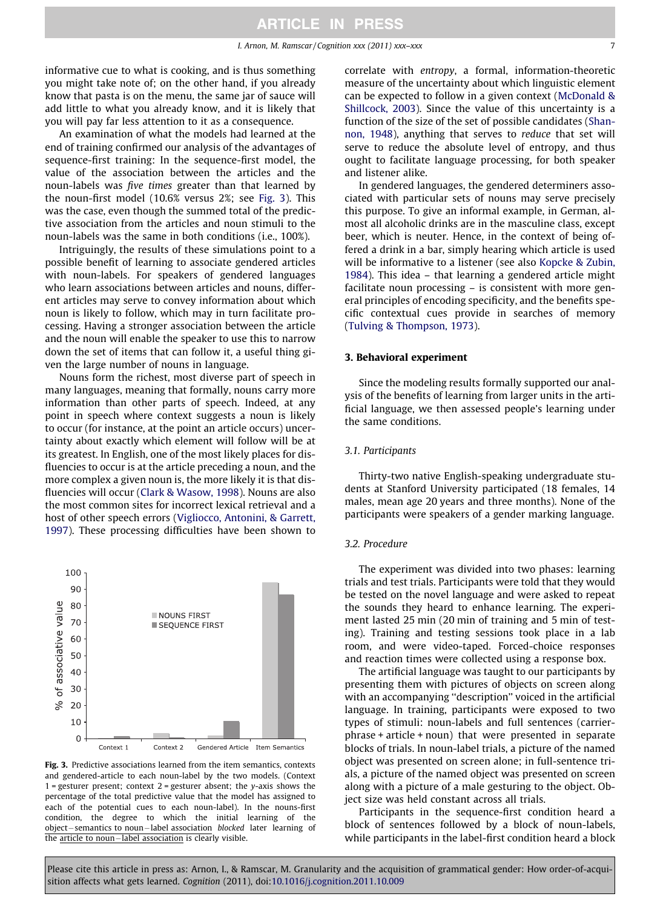informative cue to what is cooking, and is thus something you might take note of; on the other hand, if you already know that pasta is on the menu, the same jar of sauce will add little to what you already know, and it is likely that you will pay far less attention to it as a consequence.

An examination of what the models had learned at the end of training confirmed our analysis of the advantages of sequence-first training: In the sequence-first model, the value of the association between the articles and the noun-labels was *five times* greater than that learned by the noun-first model (10.6% versus 2%; see Fig. 3). This was the case, even though the summed total of the predictive association from the articles and noun stimuli to the noun-labels was the same in both conditions (i.e., 100%).

Intriguingly, the results of these simulations point to a possible benefit of learning to associate gendered articles with noun-labels. For speakers of gendered languages who learn associations between articles and nouns, different articles may serve to convey information about which noun is likely to follow, which may in turn facilitate processing. Having a stronger association between the article and the noun will enable the speaker to use this to narrow down the set of items that can follow it, a useful thing given the large number of nouns in language.

Nouns form the richest, most diverse part of speech in many languages, meaning that formally, nouns carry more information than other parts of speech. Indeed, at any point in speech where context suggests a noun is likely to occur (for instance, at the point an article occurs) uncertainty about exactly which element will follow will be at its greatest. In English, one of the most likely places for disfluencies to occur is at the article preceding a noun, and the more complex a given noun is, the more likely it is that disfluencies will occur (Clark & Wasow, 1998). Nouns are also the most common sites for incorrect lexical retrieval and a host of other speech errors (Vigliocco, Antonini, & Garrett, 1997). These processing difficulties have been shown to correlate with *entropy*, a formal, information-theoretic measure of the uncertainty about which linguistic element can be expected to follow in a given context (McDonald & Shillcock, 2003). Since the value of this uncertainty is a function of the size of the set of possible candidates (Shannon, 1948), anything that serves to *reduce* that set will serve to reduce the absolute level of entropy, and thus ought to facilitate language processing, for both speaker and listener alike.

In gendered languages, the gendered determiners associated with particular sets of nouns may serve precisely this purpose. To give an informal example, in German, almost all alcoholic drinks are in the masculine class, except beer, which is neuter. Hence, in the context of being offered a drink in a bar, simply hearing which article is used will be informative to a listener (see also Kopcke & Zubin, 1984). This idea – that learning a gendered article might facilitate noun processing – is consistent with more general principles of encoding specificity, and the benefits specific contextual cues provide in searches of memory (Tulving & Thompson, 1973).

% of associative value
100
90
80
70
60
50
40
30
20
10
0
NOUNS FIRST
SEQUENCE FIRST
Context 1
Context 2
Gendered Article
Item Semantics

**Fig. 3.** Predictive associations learned from the item semantics, contexts and gendered-article to each noun-label by the two models. (Context 1 = gesturer present; context 2 = gesturer absent; the *y*-axis shows the percentage of the total predictive value that the model has assigned to each of the potential cues to each noun-label). In the nouns-first condition, the degree to which the initial learning of the object – semantics to noun – label association *blocked* later learning of the article to noun – label association is clearly visible.

## 3. Behavioral experiment

Since the modeling results formally supported our analysis of the benefits of learning from larger units in the artificial language, we then assessed people's learning under the same conditions.

### *3.1. Participants*

Thirty-two native English-speaking undergraduate students at Stanford University participated (18 females, 14 males, mean age 20 years and three months). None of the participants were speakers of a gender marking language.

### *3.2. Procedure*

The experiment was divided into two phases: learning trials and test trials. Participants were told that they would be tested on the novel language and were asked to repeat the sounds they heard to enhance learning. The experiment lasted 25 min (20 min of training and 5 min of testing). Training and testing sessions took place in a lab room, and were video-taped. Forced-choice responses and reaction times were collected using a response box.

The artificial language was taught to our participants by presenting them with pictures of objects on screen along with an accompanying "description" voiced in the artificial language. In training, participants were exposed to two types of stimuli: noun-labels and full sentences (carrier-phrase + article + noun) that were presented in separate blocks of trials. In noun-label trials, a picture of the named object was presented on screen alone; in full-sentence trials, a picture of the named object was presented on screen along with a picture of a male gesturing to the object. Object size was held constant across all trials.

Participants in the sequence-first condition heard a block of sentences followed by a block of noun-labels, while participants in the label-first condition heard a block

Please cite this article in press as: Arnon, I., & Ramscar, M. Granularity and the acquisition of grammatical gender: How order-of-acquisition affects what gets learned. *Cognition* (2011), doi:10.1016/j.cognition.2011.10.009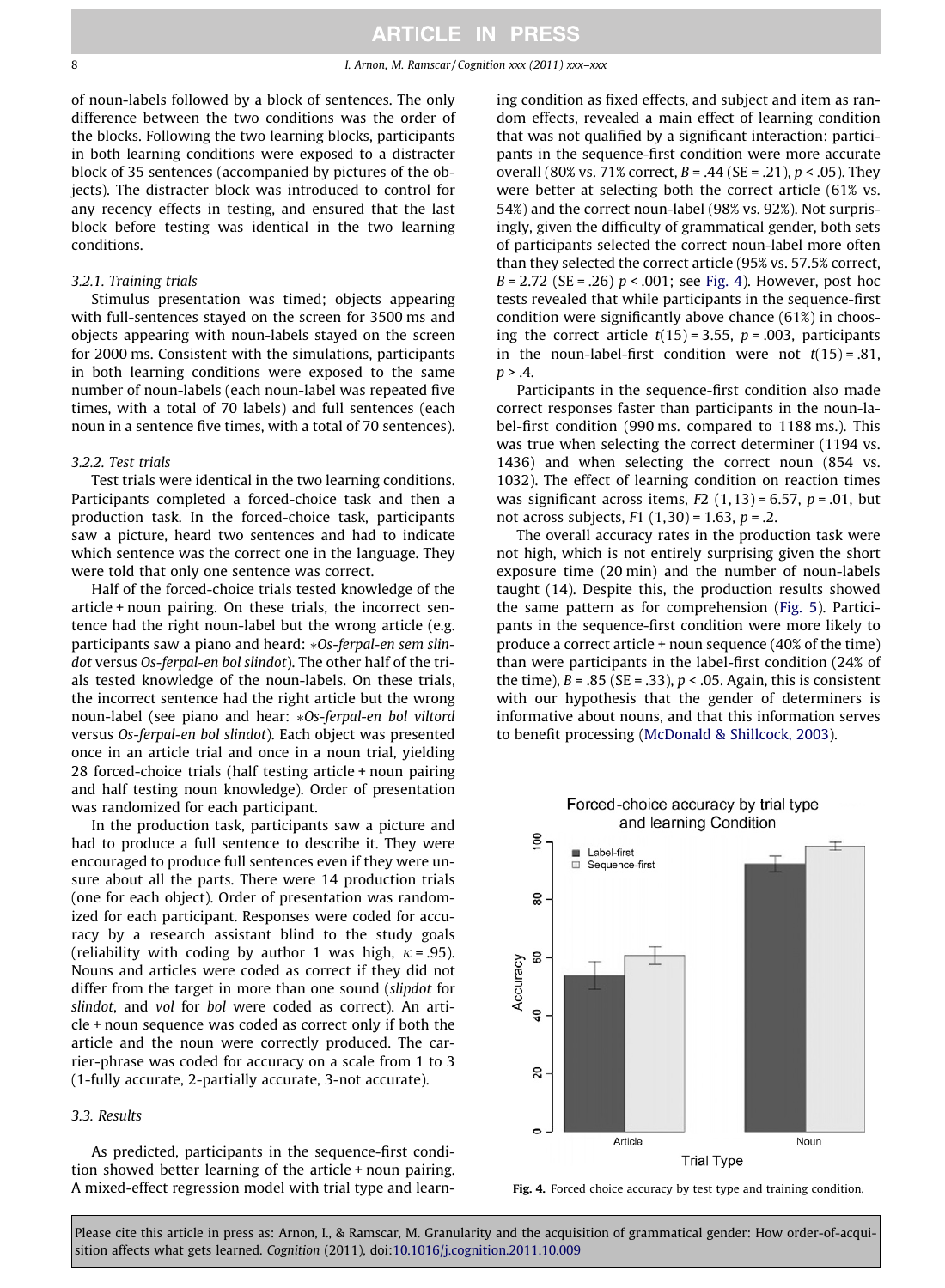of noun-labels followed by a block of sentences. The only difference between the two conditions was the order of the blocks. Following the two learning blocks, participants in both learning conditions were exposed to a distracter block of 35 sentences (accompanied by pictures of the objects). The distracter block was introduced to control for any recency effects in testing, and ensured that the last block before testing was identical in the two learning conditions.

#### *3.2.1. Training trials*

Stimulus presentation was timed; objects appearing with full-sentences stayed on the screen for 3500 ms and objects appearing with noun-labels stayed on the screen for 2000 ms. Consistent with the simulations, participants in both learning conditions were exposed to the same number of noun-labels (each noun-label was repeated five times, with a total of 70 labels) and full sentences (each noun in a sentence five times, with a total of 70 sentences).

#### *3.2.2. Test trials*

Test trials were identical in the two learning conditions. Participants completed a forced-choice task and then a production task. In the forced-choice task, participants saw a picture, heard two sentences and had to indicate which sentence was the correct one in the language. They were told that only one sentence was correct.

Half of the forced-choice trials tested knowledge of the article + noun pairing. On these trials, the incorrect sentence had the right noun-label but the wrong article (e.g. participants saw a piano and heard: *∗Os-ferpal-en sem slindot* versus *Os-ferpal-en bol slindot*). The other half of the trials tested knowledge of the noun-labels. On these trials, the incorrect sentence had the right article but the wrong noun-label (see piano and hear: *∗Os-ferpal-en bol viltord* versus *Os-ferpal-en bol slindot*). Each object was presented once in an article trial and once in a noun trial, yielding 28 forced-choice trials (half testing article + noun pairing and half testing noun knowledge). Order of presentation was randomized for each participant.

In the production task, participants saw a picture and had to produce a full sentence to describe it. They were encouraged to produce full sentences even if they were unsure about all the parts. There were 14 production trials (one for each object). Order of presentation was randomized for each participant. Responses were coded for accuracy by a research assistant blind to the study goals (reliability with coding by author 1 was high, $\kappa = .95$). Nouns and articles were coded as correct if they did not differ from the target in more than one sound (*slipdot* for *slindot*, and *vol* for *bol* were coded as correct). An article + noun sequence was coded as correct only if both the article and the noun were correctly produced. The carrier-phrase was coded for accuracy on a scale from 1 to 3 (1-fully accurate, 2-partially accurate, 3-not accurate).

### *3.3. Results*

As predicted, participants in the sequence-first condition showed better learning of the article + noun pairing. A mixed-effect regression model with trial type and learning condition as fixed effects, and subject and item as random effects, revealed a main effect of learning condition that was not qualified by a significant interaction: participants in the sequence-first condition were more accurate overall (80% vs. 71% correct, $B = .44$ (SE = .21), $p < .05$). They were better at selecting both the correct article (61% vs. 54%) and the correct noun-label (98% vs. 92%). Not surprisingly, given the difficulty of grammatical gender, both sets of participants selected the correct noun-label more often than they selected the correct article (95% vs. 57.5% correct, $B = 2.72$ (SE = .26) $p < .001$; see Fig. 4). However, post hoc tests revealed that while participants in the sequence-first condition were significantly above chance (61%) in choosing the correct article $t(15) = 3.55$, $p = .003$, participants in the noun-label-first condition were not $t(15) = .81$, $p > .4$.

Participants in the sequence-first condition also made correct responses faster than participants in the noun-label-first condition (990 ms. compared to 1188 ms.). This was true when selecting the correct determiner (1194 vs. 1436) and when selecting the correct noun (854 vs. 1032). The effect of learning condition on reaction times was significant across items, $F2\ (1,13) = 6.57$, $p = .01$, but not across subjects, $F1\ (1,30) = 1.63$, $p = .2$.

The overall accuracy rates in the production task were not high, which is not entirely surprising given the short exposure time (20 min) and the number of noun-labels taught (14). Despite this, the production results showed the same pattern as for comprehension (Fig. 5). Participants in the sequence-first condition were more likely to produce a correct article + noun sequence (40% of the time) than were participants in the label-first condition (24% of the time), $B = .85$ (SE = .33), $p < .05$. Again, this is consistent with our hypothesis that the gender of determiners is informative about nouns, and that this information serves to benefit processing (McDonald & Shillcock, 2003).

Forced-choice accuracy by trial type and learning Condition

Label-first
Sequence-first

Accuracy

0
20
40
60
80
100

Article
Noun

Trial Type

**Fig. 4.** Forced choice accuracy by test type and training condition.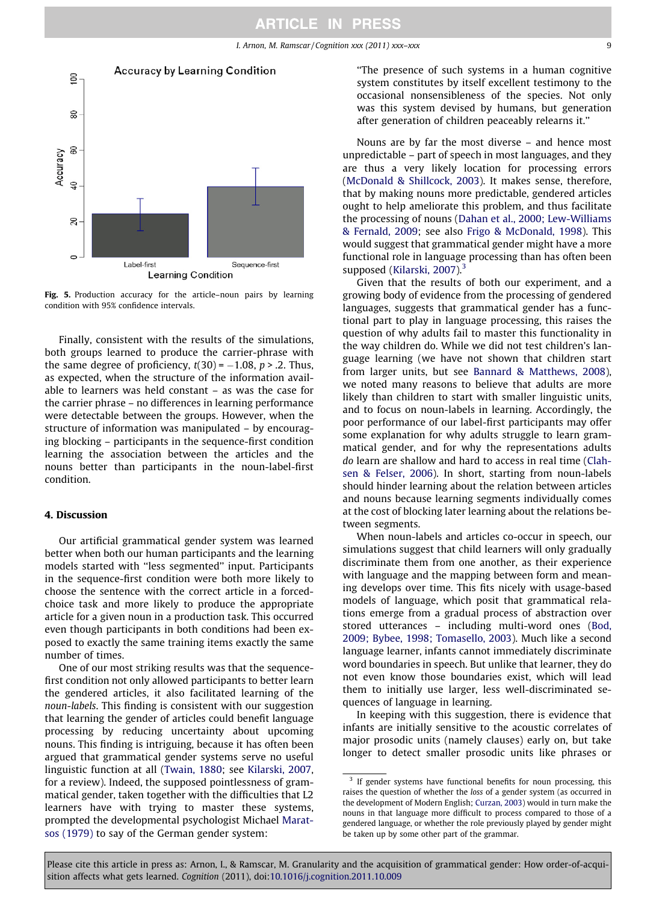Accuracy by Learning Condition

Accuracy

0
20
40
60
80
100

Label-first
Sequence-first

Learning Condition

**Fig. 5.** Production accuracy for the article–noun pairs by learning condition with 95% confidence intervals.

Finally, consistent with the results of the simulations, both groups learned to produce the carrier-phrase with the same degree of proficiency, $t(30) = -1.08$, $p > .2$. Thus, as expected, when the structure of the information available to learners was held constant – as was the case for the carrier phrase – no differences in learning performance were detectable between the groups. However, when the structure of information was manipulated – by encouraging blocking – participants in the sequence-first condition learning the association between the articles and the nouns better than participants in the noun-label-first condition.

## 4. Discussion

Our artificial grammatical gender system was learned better when both our human participants and the learning models started with "less segmented" input. Participants in the sequence-first condition were both more likely to choose the sentence with the correct article in a forced-choice task and more likely to produce the appropriate article for a given noun in a production task. This occurred even though participants in both conditions had been exposed to exactly the same training items exactly the same number of times.

One of our most striking results was that the sequence-first condition not only allowed participants to better learn the gendered articles, it also facilitated learning of the *noun-labels*. This finding is consistent with our suggestion that learning the gender of articles could benefit language processing by reducing uncertainty about upcoming nouns. This finding is intriguing, because it has often been argued that grammatical gender systems serve no useful linguistic function at all (Twain, 1880; see Kilarski, 2007, for a review). Indeed, the supposed pointlessness of grammatical gender, taken together with the difficulties that L2 learners have with trying to master these systems, prompted the developmental psychologist Michael Maratsos (1979) to say of the German gender system:

> "The presence of such systems in a human cognitive system constitutes by itself excellent testimony to the occasional nonsensibleness of the species. Not only was this system devised by humans, but generation after generation of children peaceably relearns it."

Nouns are by far the most diverse – and hence most unpredictable – part of speech in most languages, and they are thus a very likely location for processing errors (McDonald & Shillcock, 2003). It makes sense, therefore, that by making nouns more predictable, gendered articles ought to help ameliorate this problem, and thus facilitate the processing of nouns (Dahan et al., 2000; Lew-Williams & Fernald, 2009; see also Frigo & McDonald, 1998). This would suggest that grammatical gender might have a more functional role in language processing than has often been supposed (Kilarski, 2007).[3]

Given that the results of both our experiment, and a growing body of evidence from the processing of gendered languages, suggests that grammatical gender has a functional part to play in language processing, this raises the question of why adults fail to master this functionality in the way children do. While we did not test children's language learning (we have not shown that children start from larger units, but see Bannard & Matthews, 2008), we noted many reasons to believe that adults are more likely than children to start with smaller linguistic units, and to focus on noun-labels in learning. Accordingly, the poor performance of our label-first participants may offer some explanation for why adults struggle to learn grammatical gender, and for why the representations adults *do* learn are shallow and hard to access in real time (Clahsen & Felser, 2006). In short, starting from noun-labels should hinder learning about the relation between articles and nouns because learning segments individually comes at the cost of blocking later learning about the relations between segments.

When noun-labels and articles co-occur in speech, our simulations suggest that child learners will only gradually discriminate them from one another, as their experience with language and the mapping between form and meaning develops over time. This fits nicely with usage-based models of language, which posit that grammatical relations emerge from a gradual process of abstraction over stored utterances – including multi-word ones (Bod, 2009; Bybee, 1998; Tomasello, 2003). Much like a second language learner, infants cannot immediately discriminate word boundaries in speech. But unlike that learner, they do not even know those boundaries exist, which will lead them to initially use larger, less well-discriminated sequences of language in learning.

In keeping with this suggestion, there is evidence that infants are initially sensitive to the acoustic correlates of major prosodic units (namely clauses) early on, but take longer to detect smaller prosodic units like phrases or

[3] If gender systems have functional benefits for noun processing, this raises the question of whether the *loss* of a gender system (as occurred in the development of Modern English; Curzan, 2003) would in turn make the nouns in that language more difficult to process compared to those of a gendered language, or whether the role previously played by gender might be taken up by some other part of the grammar.

Please cite this article in press as: Arnon, I., & Ramscar, M. Granularity and the acquisition of grammatical gender: How order-of-acquisition affects what gets learned. *Cognition* (2011), doi:10.1016/j.cognition.2011.10.009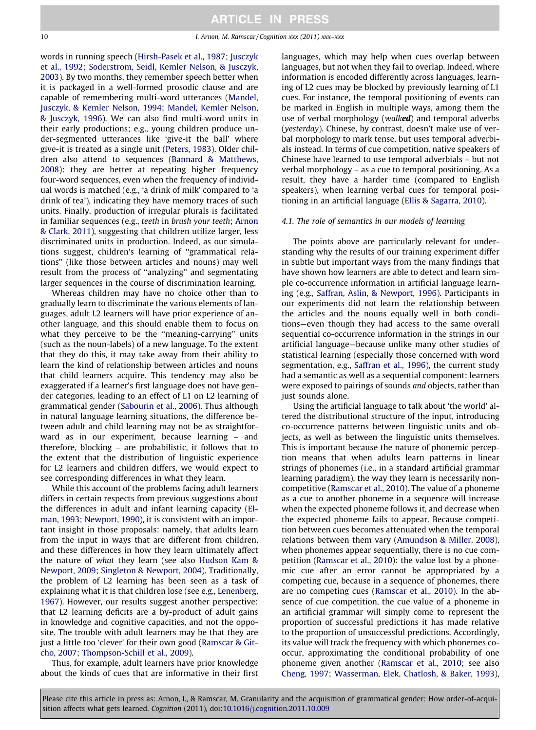words in running speech (Hirsh-Pasek et al., 1987; Jusczyk et al., 1992; Soderstrom, Seidl, Kemler Nelson, & Jusczyk, 2003). By two months, they remember speech better when it is packaged in a well-formed prosodic clause and are capable of remembering multi-word utterances (Mandel, Jusczyk, & Kemler Nelson, 1994; Mandel, Kemler Nelson, & Jusczyk, 1996). We can also find multi-word units in their early productions; e.g., young children produce under-segmented utterances like 'give-it the ball' where give-it is treated as a single unit (Peters, 1983). Older children also attend to sequences (Bannard & Matthews, 2008): they are better at repeating higher frequency four-word sequences, even when the frequency of individual words is matched (e.g., 'a drink of milk' compared to 'a drink of tea'), indicating they have memory traces of such units. Finally, production of irregular plurals is facilitated in familiar sequences (e.g., *teeth* in *brush your teeth*; Arnon & Clark, 2011), suggesting that children utilize larger, less discriminated units in production. Indeed, as our simulations suggest, children's learning of "grammatical relations" (like those between articles and nouns) may well result from the process of "analyzing" and segmentating larger sequences in the course of discrimination learning.

Whereas children may have no choice other than to gradually learn to discriminate the various elements of languages, adult L2 learners will have prior experience of another language, and this should enable them to focus on what they perceive to be the "meaning-carrying" units (such as the noun-labels) of a new language. To the extent that they do this, it may take away from their ability to learn the kind of relationship between articles and nouns that child learners acquire. This tendency may also be exaggerated if a learner's first language does not have gender categories, leading to an effect of L1 on L2 learning of grammatical gender (Sabourin et al., 2006). Thus although in natural language learning situations, the difference between adult and child learning may not be as straightforward as in our experiment, because learning – and therefore, blocking – are probabilistic, it follows that to the extent that the distribution of linguistic experience for L2 learners and children differs, we would expect to see corresponding differences in what they learn.

While this account of the problems facing adult learners differs in certain respects from previous suggestions about the differences in adult and infant learning capacity (Elman, 1993; Newport, 1990), it is consistent with an important insight in those proposals: namely, that adults learn from the input in ways that are different from children, and these differences in how they learn ultimately affect the nature of *what* they learn (see also Hudson Kam & Newport, 2009; Singleton & Newport, 2004). Traditionally, the problem of L2 learning has been seen as a task of explaining what it is that children lose (see e.g., Lenenberg, 1967). However, our results suggest another perspective: that L2 learning deficits are a by-product of adult gains in knowledge and cognitive capacities, and not the opposite. The trouble with adult learners may be that they are just a little too 'clever' for their own good (Ramscar & Gitcho, 2007; Thompson-Schill et al., 2009).

Thus, for example, adult learners have prior knowledge about the kinds of cues that are informative in their first languages, which may help when cues overlap between languages, but not when they fail to overlap. Indeed, where information is encoded differently across languages, learning of L2 cues may be blocked by previously learning of L1 cues. For instance, the temporal positioning of events can be marked in English in multiple ways, among them the use of verbal morphology (walk***ed***) and temporal adverbs (*yesterday*). Chinese, by contrast, doesn't make use of verbal morphology to mark tense, but uses temporal adverbials instead. In terms of cue competition, native speakers of Chinese have learned to use temporal adverbials – but not verbal morphology – as a cue to temporal positioning. As a result, they have a harder time (compared to English speakers), when learning verbal cues for temporal positioning in an artificial language (Ellis & Sagarra, 2010).

### *4.1. The role of semantics in our models of learning*

The points above are particularly relevant for understanding why the results of our training experiment differ in subtle but important ways from the many findings that have shown how learners are able to detect and learn simple co-occurrence information in artificial language learning (e.g., Saffran, Aslin, & Newport, 1996). Participants in our experiments did not learn the relationship between the articles and the nouns equally well in both conditions—even though they had access to the same overall sequential co-occurrence information in the strings in our artificial language—because unlike many other studies of statistical learning (especially those concerned with word segmentation, e.g., Saffran et al., 1996), the current study had a semantic as well as a sequential component: learners were exposed to pairings of sounds *and* objects, rather than just sounds alone.

Using the artificial language to talk about 'the world' altered the distributional structure of the input, introducing co-occurrence patterns between linguistic units and objects, as well as between the linguistic units themselves. This is important because the nature of phonemic perception means that when adults learn patterns in linear strings of phonemes (i.e., in a standard artificial grammar learning paradigm), the way they learn is necessarily noncompetitive (Ramscar et al., 2010). The value of a phoneme as a cue to another phoneme in a sequence will increase when the expected phoneme follows it, and decrease when the expected phoneme fails to appear. Because competition between cues becomes attenuated when the temporal relations between them vary (Amundson & Miller, 2008), when phonemes appear sequentially, there is no cue competition (Ramscar et al., 2010): the value lost by a phonemic cue after an error cannot be appropriated by a competing cue, because in a sequence of phonemes, there are no competing cues (Ramscar et al., 2010). In the absence of cue competition, the cue value of a phoneme in an artificial grammar will simply come to represent the proportion of successful predictions it has made relative to the proportion of unsuccessful predictions. Accordingly, its value will track the frequency with which phonemes co-occur, approximating the conditional probability of one phoneme given another (Ramscar et al., 2010; see also Cheng, 1997; Wasserman, Elek, Chatlosh, & Baker, 1993),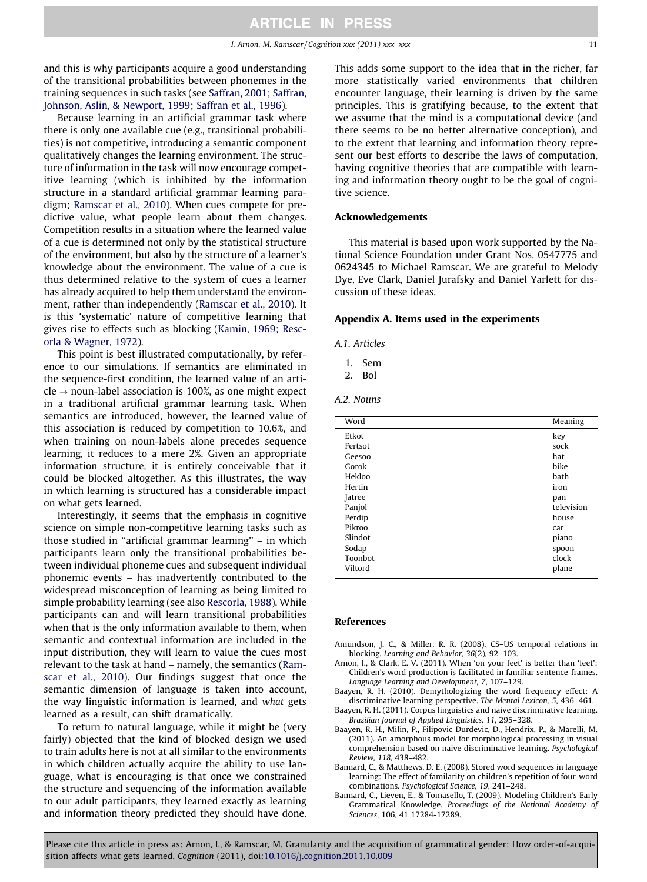and this is why participants acquire a good understanding of the transitional probabilities between phonemes in the training sequences in such tasks (see Saffran, 2001; Saffran, Johnson, Aslin, & Newport, 1999; Saffran et al., 1996).

Because learning in an artificial grammar task where there is only one available cue (e.g., transitional probabilities) is not competitive, introducing a semantic component qualitatively changes the learning environment. The structure of information in the task will now encourage competitive learning (which is inhibited by the information structure in a standard artificial grammar learning paradigm; Ramscar et al., 2010). When cues compete for predictive value, what people learn about them changes. Competition results in a situation where the learned value of a cue is determined not only by the statistical structure of the environment, but also by the structure of a learner's knowledge about the environment. The value of a cue is thus determined relative to the system of cues a learner has already acquired to help them understand the environment, rather than independently (Ramscar et al., 2010). It is this 'systematic' nature of competitive learning that gives rise to effects such as blocking (Kamin, 1969; Rescorla & Wagner, 1972).

This point is best illustrated computationally, by reference to our simulations. If semantics are eliminated in the sequence-first condition, the learned value of an article → noun-label association is 100%, as one might expect in a traditional artificial grammar learning task. When semantics are introduced, however, the learned value of this association is reduced by competition to 10.6%, and when training on noun-labels alone precedes sequence learning, it reduces to a mere 2%. Given an appropriate information structure, it is entirely conceivable that it could be blocked altogether. As this illustrates, the way in which learning is structured has a considerable impact on what gets learned.

Interestingly, it seems that the emphasis in cognitive science on simple non-competitive learning tasks such as those studied in "artificial grammar learning" – in which participants learn only the transitional probabilities between individual phoneme cues and subsequent individual phonemic events – has inadvertently contributed to the widespread misconception of learning as being limited to simple probability learning (see also Rescorla, 1988). While participants can and will learn transitional probabilities when that is the only information available to them, when semantic and contextual information are included in the input distribution, they will learn to value the cues most relevant to the task at hand – namely, the semantics (Ramscar et al., 2010). Our findings suggest that once the semantic dimension of language is taken into account, the way linguistic information is learned, and *what* gets learned as a result, can shift dramatically.

To return to natural language, while it might be (very fairly) objected that the kind of blocked design we used to train adults here is not at all similar to the environments in which children actually acquire the ability to use language, what is encouraging is that once we constrained the structure and sequencing of the information available to our adult participants, they learned exactly as learning and information theory predicted they should have done. This adds some support to the idea that in the richer, far more statistically varied environments that children encounter language, their learning is driven by the same principles. This is gratifying because, to the extent that we assume that the mind is a computational device (and there seems to be no better alternative conception), and to the extent that learning and information theory represent our best efforts to describe the laws of computation, having cognitive theories that are compatible with learning and information theory ought to be the goal of cognitive science.

## Acknowledgements

This material is based upon work supported by the National Science Foundation under Grant Nos. 0547775 and 0624345 to Michael Ramscar. We are grateful to Melody Dye, Eve Clark, Daniel Jurafsky and Daniel Yarlett for discussion of these ideas.

## Appendix A. Items used in the experiments

### *A.1. Articles*

1. Sem
2. Bol

### *A.2. Nouns*

| Word | Meaning |
|---|---|
| Etkot | key |
| Fertsot | sock |
| Geesoo | hat |
| Gorok | bike |
| Hekloo | bath |
| Hertin | iron |
| Jatree | pan |
| Panjol | television |
| Perdip | house |
| Pikroo | car |
| Slindot | piano |
| Sodap | spoon |
| Toonbot | clock |
| Viltord | plane |

## References

Amundson, J. C., & Miller, R. R. (2008). CS–US temporal relations in blocking. *Learning and Behavior, 36*(2), 92–103.

Arnon, I., & Clark, E. V. (2011). When 'on your feet' is better than 'feet': Children's word production is facilitated in familiar sentence-frames. *Language Learning and Development, 7*, 107–129.

Baayen, R. H. (2010). Demythologizing the word frequency effect: A discriminative learning perspective. *The Mental Lexicon, 5*, 436–461.

Baayen, R. H. (2011). Corpus linguistics and naive discriminative learning. *Brazilian Journal of Applied Linguistics, 11*, 295–328.

Baayen, R. H., Milin, P., Filipovic Durdevic, D., Hendrix, P., & Marelli, M. (2011). An amorphous model for morphological processing in visual comprehension based on naive discriminative learning. *Psychological Review, 118*, 438–482.

Bannard, C., & Matthews, D. E. (2008). Stored word sequences in language learning: The effect of familiarity on children's repetition of four-word combinations. *Psychological Science, 19*, 241–248.

Bannard, C., Lieven, E., & Tomasello, T. (2009). Modeling Children's Early Grammatical Knowledge. *Proceedings of the National Academy of Sciences*, 106, 41 17284-17289.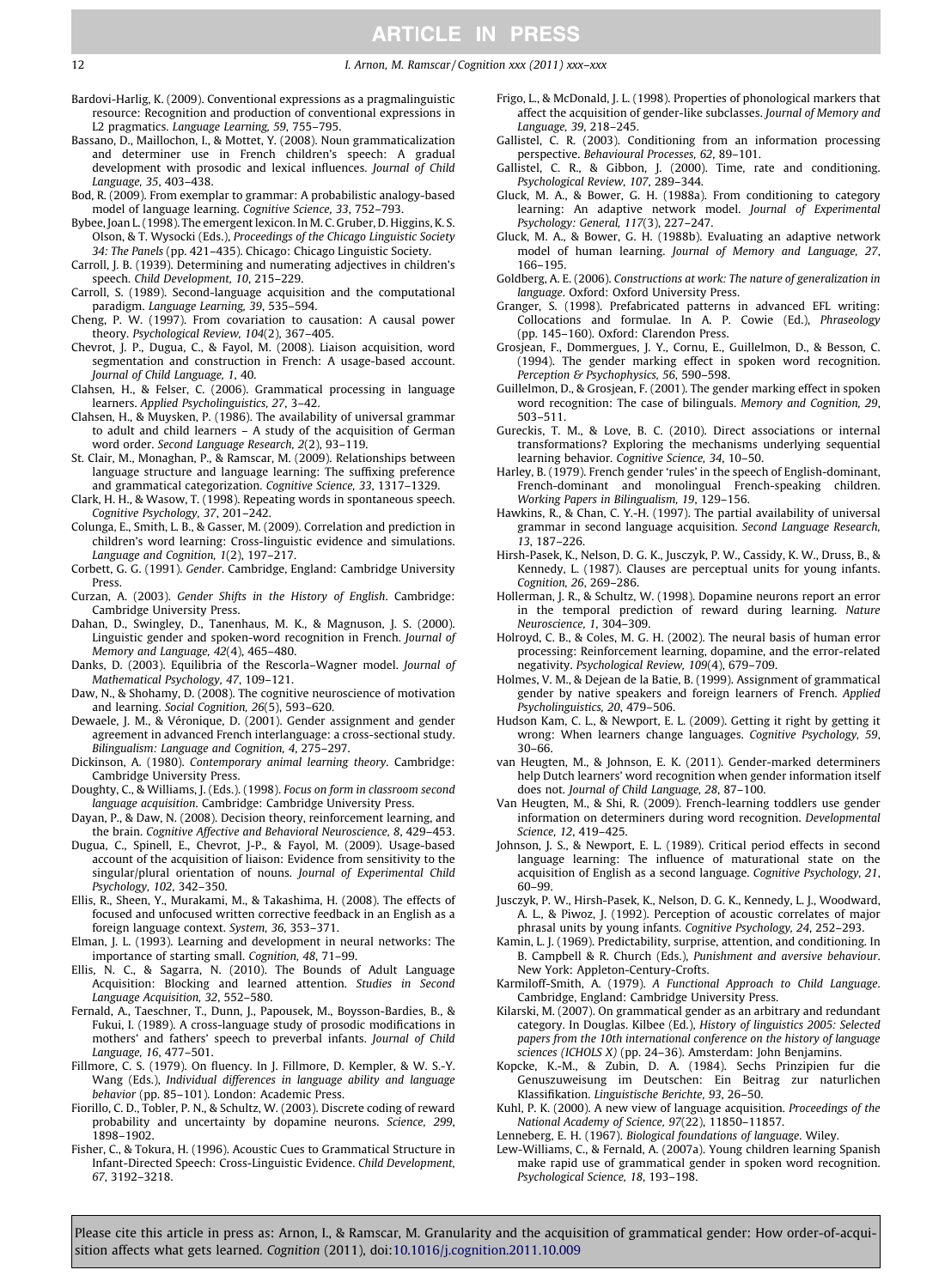Bardovi-Harlig, K. (2009). Conventional expressions as a pragmalinguistic resource: Recognition and production of conventional expressions in L2 pragmatics. *Language Learning, 59*, 755–795.

Bassano, D., Maillochon, I., & Mottet, Y. (2008). Noun grammaticalization and determiner use in French children's speech: A gradual development with prosodic and lexical influences. *Journal of Child Language, 35*, 403–438.

Bod, R. (2009). From exemplar to grammar: A probabilistic analogy-based model of language learning. *Cognitive Science, 33*, 752–793.

Bybee, Joan L. (1998). The emergent lexicon. In M. C. Gruber, D. Higgins, K. S. Olson, & T. Wysocki (Eds.), *Proceedings of the Chicago Linguistic Society 34: The Panels* (pp. 421–435). Chicago: Chicago Linguistic Society.

Carroll, J. B. (1939). Determining and numerating adjectives in children's speech. *Child Development, 10*, 215–229.

Carroll, S. (1989). Second-language acquisition and the computational paradigm. *Language Learning, 39*, 535–594.

Cheng, P. W. (1997). From covariation to causation: A causal power theory. *Psychological Review, 104*(2), 367–405.

Chevrot, J. P., Dugua, C., & Fayol, M. (2008). Liaison acquisition, word segmentation and construction in French: A usage-based account. *Journal of Child Language, 1*, 40.

Clahsen, H., & Felser, C. (2006). Grammatical processing in language learners. *Applied Psycholinguistics, 27*, 3–42.

Clahsen, H., & Muysken, P. (1986). The availability of universal grammar to adult and child learners – A study of the acquisition of German word order. *Second Language Research, 2*(2), 93–119.

St. Clair, M., Monaghan, P., & Ramscar, M. (2009). Relationships between language structure and language learning: The suffixing preference and grammatical categorization. *Cognitive Science, 33*, 1317–1329.

Clark, H. H., & Wasow, T. (1998). Repeating words in spontaneous speech. *Cognitive Psychology, 37*, 201–242.

Colunga, E., Smith, L. B., & Gasser, M. (2009). Correlation and prediction in children's word learning: Cross-linguistic evidence and simulations. *Language and Cognition, 1*(2), 197–217.

Corbett, G. G. (1991). *Gender*. Cambridge, England: Cambridge University Press.

Curzan, A. (2003). *Gender Shifts in the History of English*. Cambridge: Cambridge University Press.

Dahan, D., Swingley, D., Tanenhaus, M. K., & Magnuson, J. S. (2000). Linguistic gender and spoken-word recognition in French. *Journal of Memory and Language, 42*(4), 465–480.

Danks, D. (2003). Equilibria of the Rescorla–Wagner model. *Journal of Mathematical Psychology, 47*, 109–121.

Daw, N., & Shohamy, D. (2008). The cognitive neuroscience of motivation and learning. *Social Cognition, 26*(5), 593–620.

Dewaele, J. M., & Véronique, D. (2001). Gender assignment and gender agreement in advanced French interlanguage: a cross-sectional study. *Bilingualism: Language and Cognition, 4*, 275–297.

Dickinson, A. (1980). *Contemporary animal learning theory*. Cambridge: Cambridge University Press.

Doughty, C., & Williams, J. (Eds.). (1998). *Focus on form in classroom second language acquisition*. Cambridge: Cambridge University Press.

Dayan, P., & Daw, N. (2008). Decision theory, reinforcement learning, and the brain. *Cognitive Affective and Behavioral Neuroscience, 8*, 429–453.

Dugua, C., Spinell, E., Chevrot, J-P., & Fayol, M. (2009). Usage-based account of the acquisition of liaison: Evidence from sensitivity to the singular/plural orientation of nouns. *Journal of Experimental Child Psychology, 102*, 342–350.

Ellis, R., Sheen, Y., Murakami, M., & Takashima, H. (2008). The effects of focused and unfocused written corrective feedback in an English as a foreign language context. *System, 36*, 353–371.

Elman, J. L. (1993). Learning and development in neural networks: The importance of starting small. *Cognition, 48*, 71–99.

Ellis, N. C., & Sagarra, N. (2010). The Bounds of Adult Language Acquisition: Blocking and learned attention. *Studies in Second Language Acquisition, 32*, 552–580.

Fernald, A., Taeschner, T., Dunn, J., Papousek, M., Boysson-Bardies, B., & Fukui, I. (1989). A cross-language study of prosodic modifications in mothers' and fathers' speech to preverbal infants. *Journal of Child Language, 16*, 477–501.

Fillmore, C. S. (1979). On fluency. In J. Fillmore, D. Kempler, & W. S.-Y. Wang (Eds.), *Individual differences in language ability and language behavior* (pp. 85–101). London: Academic Press.

Fiorillo, C. D., Tobler, P. N., & Schultz, W. (2003). Discrete coding of reward probability and uncertainty by dopamine neurons. *Science, 299*, 1898–1902.

Fisher, C., & Tokura, H. (1996). Acoustic Cues to Grammatical Structure in Infant-Directed Speech: Cross-Linguistic Evidence. *Child Development, 67*, 3192–3218.

Frigo, L., & McDonald, J. L. (1998). Properties of phonological markers that affect the acquisition of gender-like subclasses. *Journal of Memory and Language, 39*, 218–245.

Gallistel, C. R. (2003). Conditioning from an information processing perspective. *Behavioural Processes, 62*, 89–101.

Gallistel, C. R., & Gibbon, J. (2000). Time, rate and conditioning. *Psychological Review, 107*, 289–344.

Gluck, M. A., & Bower, G. H. (1988a). From conditioning to category learning: An adaptive network model. *Journal of Experimental Psychology: General, 117*(3), 227–247.

Gluck, M. A., & Bower, G. H. (1988b). Evaluating an adaptive network model of human learning. *Journal of Memory and Language, 27*, 166–195.

Goldberg, A. E. (2006). *Constructions at work: The nature of generalization in language*. Oxford: Oxford University Press.

Granger, S. (1998). Prefabricated patterns in advanced EFL writing: Collocations and formulae. In A. P. Cowie (Ed.), *Phraseology* (pp. 145–160). Oxford: Clarendon Press.

Grosjean, F., Dommergues, J. Y., Cornu, E., Guillelmon, D., & Besson, C. (1994). The gender marking effect in spoken word recognition. *Perception & Psychophysics, 56*, 590–598.

Guillelmon, D., & Grosjean, F. (2001). The gender marking effect in spoken word recognition: The case of bilinguals. *Memory and Cognition, 29*, 503–511.

Gureckis, T. M., & Love, B. C. (2010). Direct associations or internal transformations? Exploring the mechanisms underlying sequential learning behavior. *Cognitive Science, 34*, 10–50.

Harley, B. (1979). French gender 'rules' in the speech of English-dominant, French-dominant and monolingual French-speaking children. *Working Papers in Bilingualism, 19*, 129–156.

Hawkins, R., & Chan, C. Y.-H. (1997). The partial availability of universal grammar in second language acquisition. *Second Language Research, 13*, 187–226.

Hirsh-Pasek, K., Nelson, D. G. K., Jusczyk, P. W., Cassidy, K. W., Druss, B., & Kennedy, L. (1987). Clauses are perceptual units for young infants. *Cognition, 26*, 269–286.

Hollerman, J. R., & Schultz, W. (1998). Dopamine neurons report an error in the temporal prediction of reward during learning. *Nature Neuroscience, 1*, 304–309.

Holroyd, C. B., & Coles, M. G. H. (2002). The neural basis of human error processing: Reinforcement learning, dopamine, and the error-related negativity. *Psychological Review, 109*(4), 679–709.

Holmes, V. M., & Dejean de la Batie, B. (1999). Assignment of grammatical gender by native speakers and foreign learners of French. *Applied Psycholinguistics, 20*, 479–506.

Hudson Kam, C. L., & Newport, E. L. (2009). Getting it right by getting it wrong: When learners change languages. *Cognitive Psychology, 59*, 30–66.

van Heugten, M., & Johnson, E. K. (2011). Gender-marked determiners help Dutch learners' word recognition when gender information itself does not. *Journal of Child Language, 28*, 87–100.

Van Heugten, M., & Shi, R. (2009). French-learning toddlers use gender information on determiners during word recognition. *Developmental Science, 12*, 419–425.

Johnson, J. S., & Newport, E. L. (1989). Critical period effects in second language learning: The influence of maturational state on the acquisition of English as a second language. *Cognitive Psychology, 21*, 60–99.

Jusczyk, P. W., Hirsh-Pasek, K., Nelson, D. G. K., Kennedy, L. J., Woodward, A. L., & Piwoz, J. (1992). Perception of acoustic correlates of major phrasal units by young infants. *Cognitive Psychology, 24*, 252–293.

Kamin, L. J. (1969). Predictability, surprise, attention, and conditioning. In B. Campbell & R. Church (Eds.), *Punishment and aversive behaviour*. New York: Appleton-Century-Crofts.

Karmiloff-Smith, A. (1979). *A Functional Approach to Child Language*. Cambridge, England: Cambridge University Press.

Kilarski, M. (2007). On grammatical gender as an arbitrary and redundant category. In Douglas. Kilbee (Ed.), *History of linguistics 2005: Selected papers from the 10th international conference on the history of language sciences (ICHOLS X)* (pp. 24–36). Amsterdam: John Benjamins.

Kopcke, K.-M., & Zubin, D. A. (1984). Sechs Prinzipien fur die Genuszuweisung im Deutschen: Ein Beitrag zur naturlichen Klassifikation. *Linguistische Berichte, 93*, 26–50.

Kuhl, P. K. (2000). A new view of language acquisition. *Proceedings of the National Academy of Science, 97*(22), 11850–11857.

Lenneberg, E. H. (1967). *Biological foundations of language*. Wiley.

Lew-Williams, C., & Fernald, A. (2007a). Young children learning Spanish make rapid use of grammatical gender in spoken word recognition. *Psychological Science, 18*, 193–198.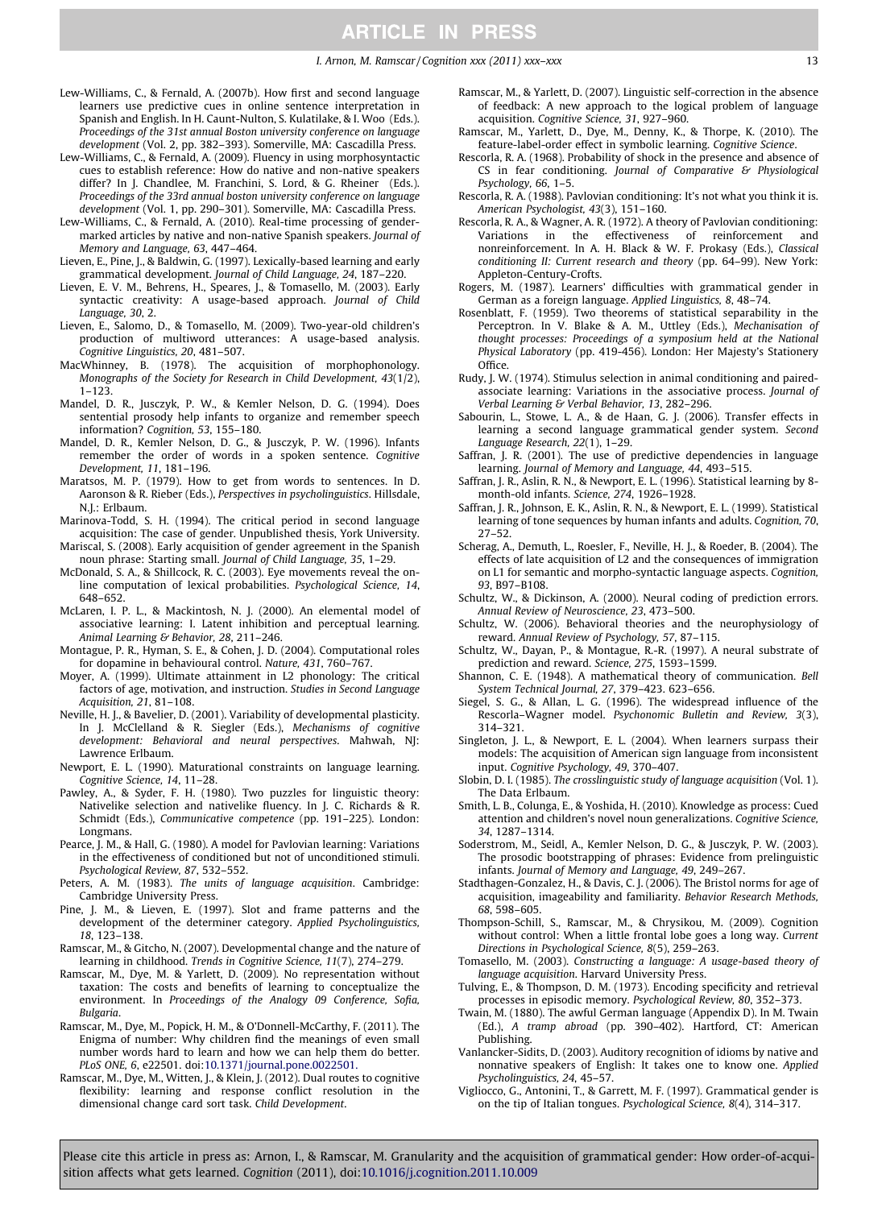Lew-Williams, C., & Fernald, A. (2007b). How first and second language learners use predictive cues in online sentence interpretation in Spanish and English. In H. Caunt-Nulton, S. Kulatilake, & I. Woo (Eds.). *Proceedings of the 31st annual Boston university conference on language development* (Vol. 2, pp. 382–393). Somerville, MA: Cascadilla Press.

Lew-Williams, C., & Fernald, A. (2009). Fluency in using morphosyntactic cues to establish reference: How do native and non-native speakers differ? In J. Chandlee, M. Franchini, S. Lord, & G. Rheiner (Eds.). *Proceedings of the 33rd annual boston university conference on language development* (Vol. 1, pp. 290–301). Somerville, MA: Cascadilla Press.

Lew-Williams, C., & Fernald, A. (2010). Real-time processing of gender-marked articles by native and non-native Spanish speakers. *Journal of Memory and Language, 63*, 447–464.

Lieven, E., Pine, J., & Baldwin, G. (1997). Lexically-based learning and early grammatical development. *Journal of Child Language, 24*, 187–220.

Lieven, E. V. M., Behrens, H., Speares, J., & Tomasello, M. (2003). Early syntactic creativity: A usage-based approach. *Journal of Child Language, 30*, 2.

Lieven, E., Salomo, D., & Tomasello, M. (2009). Two-year-old children's production of multiword utterances: A usage-based analysis. *Cognitive Linguistics, 20*, 481–507.

MacWhinney, B. (1978). The acquisition of morphophonology. *Monographs of the Society for Research in Child Development, 43*(1/2), 1–123.

Mandel, D. R., Jusczyk, P. W., & Kemler Nelson, D. G. (1994). Does sentential prosody help infants to organize and remember speech information? *Cognition, 53*, 155–180.

Mandel, D. R., Kemler Nelson, D. G., & Jusczyk, P. W. (1996). Infants remember the order of words in a spoken sentence. *Cognitive Development, 11*, 181–196.

Maratsos, M. P. (1979). How to get from words to sentences. In D. Aaronson & R. Rieber (Eds.), *Perspectives in psycholinguistics*. Hillsdale, N.J.: Erlbaum.

Marinova-Todd, S. H. (1994). The critical period in second language acquisition: The case of gender. Unpublished thesis, York University.

Mariscal, S. (2008). Early acquisition of gender agreement in the Spanish noun phrase: Starting small. *Journal of Child Language, 35*, 1–29.

McDonald, S. A., & Shillcock, R. C. (2003). Eye movements reveal the on-line computation of lexical probabilities. *Psychological Science, 14*, 648–652.

McLaren, I. P. L., & Mackintosh, N. J. (2000). An elemental model of associative learning: I. Latent inhibition and perceptual learning. *Animal Learning & Behavior, 28*, 211–246.

Montague, P. R., Hyman, S. E., & Cohen, J. D. (2004). Computational roles for dopamine in behavioural control. *Nature, 431*, 760–767.

Moyer, A. (1999). Ultimate attainment in L2 phonology: The critical factors of age, motivation, and instruction. *Studies in Second Language Acquisition, 21*, 81–108.

Neville, H. J., & Bavelier, D. (2001). Variability of developmental plasticity. In J. McClelland & R. Siegler (Eds.), *Mechanisms of cognitive development: Behavioral and neural perspectives*. Mahwah, NJ: Lawrence Erlbaum.

Newport, E. L. (1990). Maturational constraints on language learning. *Cognitive Science, 14*, 11–28.

Pawley, A., & Syder, F. H. (1980). Two puzzles for linguistic theory: Nativelike selection and nativelike fluency. In J. C. Richards & R. Schmidt (Eds.), *Communicative competence* (pp. 191–225). London: Longmans.

Pearce, J. M., & Hall, G. (1980). A model for Pavlovian learning: Variations in the effectiveness of conditioned but not of unconditioned stimuli. *Psychological Review, 87*, 532–552.

Peters, A. M. (1983). *The units of language acquisition*. Cambridge: Cambridge University Press.

Pine, J. M., & Lieven, E. (1997). Slot and frame patterns and the development of the determiner category. *Applied Psycholinguistics, 18*, 123–138.

Ramscar, M., & Gitcho, N. (2007). Developmental change and the nature of learning in childhood. *Trends in Cognitive Science, 11*(7), 274–279.

Ramscar, M., Dye, M. & Yarlett, D. (2009). No representation without taxation: The costs and benefits of learning to conceptualize the environment. In *Proceedings of the Analogy 09 Conference, Sofia, Bulgaria*.

Ramscar, M., Dye, M., Popick, H. M., & O'Donnell-McCarthy, F. (2011). The Enigma of number: Why children find the meanings of even small number words hard to learn and how we can help them do better. *PLoS ONE, 6*, e22501. doi:10.1371/journal.pone.0022501.

Ramscar, M., Dye, M., Witten, J., & Klein, J. (2012). Dual routes to cognitive flexibility: learning and response conflict resolution in the dimensional change card sort task. *Child Development*.

Ramscar, M., & Yarlett, D. (2007). Linguistic self-correction in the absence of feedback: A new approach to the logical problem of language acquisition. *Cognitive Science, 31*, 927–960.

Ramscar, M., Yarlett, D., Dye, M., Denny, K., & Thorpe, K. (2010). The feature-label-order effect in symbolic learning. *Cognitive Science*.

Rescorla, R. A. (1968). Probability of shock in the presence and absence of CS in fear conditioning. *Journal of Comparative & Physiological Psychology, 66*, 1–5.

Rescorla, R. A. (1988). Pavlovian conditioning: It's not what you think it is. *American Psychologist, 43*(3), 151–160.

Rescorla, R. A., & Wagner, A. R. (1972). A theory of Pavlovian conditioning: Variations in the effectiveness of reinforcement and nonreinforcement. In A. H. Black & W. F. Prokasy (Eds.), *Classical conditioning II: Current research and theory* (pp. 64–99). New York: Appleton-Century-Crofts.

Rogers, M. (1987). Learners' difficulties with grammatical gender in German as a foreign language. *Applied Linguistics, 8*, 48–74.

Rosenblatt, F. (1959). Two theorems of statistical separability in the Perceptron. In V. Blake & A. M., Uttley (Eds.), *Mechanisation of thought processes: Proceedings of a symposium held at the National Physical Laboratory* (pp. 419-456). London: Her Majesty's Stationery Office.

Rudy, J. W. (1974). Stimulus selection in animal conditioning and paired-associate learning: Variations in the associative process. *Journal of Verbal Learning & Verbal Behavior, 13*, 282–296.

Sabourin, L., Stowe, L. A., & de Haan, G. J. (2006). Transfer effects in learning a second language grammatical gender system. *Second Language Research, 22*(1), 1–29.

Saffran, J. R. (2001). The use of predictive dependencies in language learning. *Journal of Memory and Language, 44*, 493–515.

Saffran, J. R., Aslin, R. N., & Newport, E. L. (1996). Statistical learning by 8-month-old infants. *Science, 274*, 1926–1928.

Saffran, J. R., Johnson, E. K., Aslin, R. N., & Newport, E. L. (1999). Statistical learning of tone sequences by human infants and adults. *Cognition, 70*, 27–52.

Scherag, A., Demuth, L., Roesler, F., Neville, H. J., & Roeder, B. (2004). The effects of late acquisition of L2 and the consequences of immigration on L1 for semantic and morpho-syntactic language aspects. *Cognition, 93*, B97–B108.

Schultz, W., & Dickinson, A. (2000). Neural coding of prediction errors. *Annual Review of Neuroscience, 23*, 473–500.

Schultz, W. (2006). Behavioral theories and the neurophysiology of reward. *Annual Review of Psychology, 57*, 87–115.

Schultz, W., Dayan, P., & Montague, R.-R. (1997). A neural substrate of prediction and reward. *Science, 275*, 1593–1599.

Shannon, C. E. (1948). A mathematical theory of communication. *Bell System Technical Journal, 27*, 379–423. 623–656.

Siegel, S. G., & Allan, L. G. (1996). The widespread influence of the Rescorla–Wagner model. *Psychonomic Bulletin and Review, 3*(3), 314–321.

Singleton, J. L., & Newport, E. L. (2004). When learners surpass their models: The acquisition of American sign language from inconsistent input. *Cognitive Psychology, 49*, 370–407.

Slobin, D. I. (1985). *The crosslinguistic study of language acquisition* (Vol. 1). The Data Erlbaum.

Smith, L. B., Colunga, E., & Yoshida, H. (2010). Knowledge as process: Cued attention and children's novel noun generalizations. *Cognitive Science, 34*, 1287–1314.

Soderstrom, M., Seidl, A., Kemler Nelson, D. G., & Jusczyk, P. W. (2003). The prosodic bootstrapping of phrases: Evidence from prelinguistic infants. *Journal of Memory and Language, 49*, 249–267.

Stadthagen-Gonzalez, H., & Davis, C. J. (2006). The Bristol norms for age of acquisition, imageability and familiarity. *Behavior Research Methods, 68*, 598–605.

Thompson-Schill, S., Ramscar, M., & Chrysikou, M. (2009). Cognition without control: When a little frontal lobe goes a long way. *Current Directions in Psychological Science, 8*(5), 259–263.

Tomasello, M. (2003). *Constructing a language: A usage-based theory of language acquisition*. Harvard University Press.

Tulving, E., & Thompson, D. M. (1973). Encoding specificity and retrieval processes in episodic memory. *Psychological Review, 80*, 352–373.

Twain, M. (1880). The awful German language (Appendix D). In M. Twain (Ed.), *A tramp abroad* (pp. 390–402). Hartford, CT: American Publishing.

Vanlancker-Sidits, D. (2003). Auditory recognition of idioms by native and nonnative speakers of English: It takes one to know one. *Applied Psycholinguistics, 24*, 45–57.

Vigliocco, G., Antonini, T., & Garrett, M. F. (1997). Grammatical gender is on the tip of Italian tongues. *Psychological Science, 8*(4), 314–317.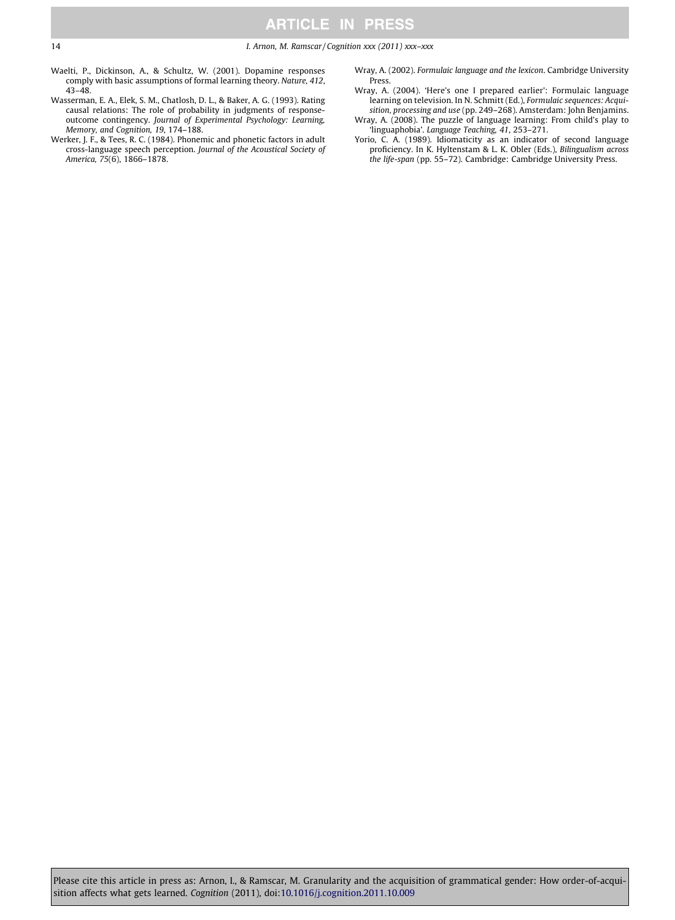Waelti, P., Dickinson, A., & Schultz, W. (2001). Dopamine responses comply with basic assumptions of formal learning theory. *Nature, 412*, 43–48.

Wasserman, E. A., Elek, S. M., Chatlosh, D. L., & Baker, A. G. (1993). Rating causal relations: The role of probability in judgments of response-outcome contingency. *Journal of Experimental Psychology: Learning, Memory, and Cognition, 19*, 174–188.

Werker, J. F., & Tees, R. C. (1984). Phonemic and phonetic factors in adult cross-language speech perception. *Journal of the Acoustical Society of America, 75*(6), 1866–1878.

Wray, A. (2002). *Formulaic language and the lexicon*. Cambridge University Press.

Wray, A. (2004). 'Here's one I prepared earlier': Formulaic language learning on television. In N. Schmitt (Ed.), *Formulaic sequences: Acquisition, processing and use* (pp. 249–268). Amsterdam: John Benjamins.

Wray, A. (2008). The puzzle of language learning: From child's play to 'linguaphobia'. *Language Teaching, 41*, 253–271.

Yorio, C. A. (1989). Idiomaticity as an indicator of second language proficiency. In K. Hyltenstam & L. K. Obler (Eds.), *Bilingualism across the life-span* (pp. 55–72). Cambridge: Cambridge University Press.

Please cite this article in press as: Arnon, I., & Ramscar, M. Granularity and the acquisition of grammatical gender: How order-of-acquisition affects what gets learned. *Cognition* (2011), doi:10.1016/j.cognition.2011.10.009